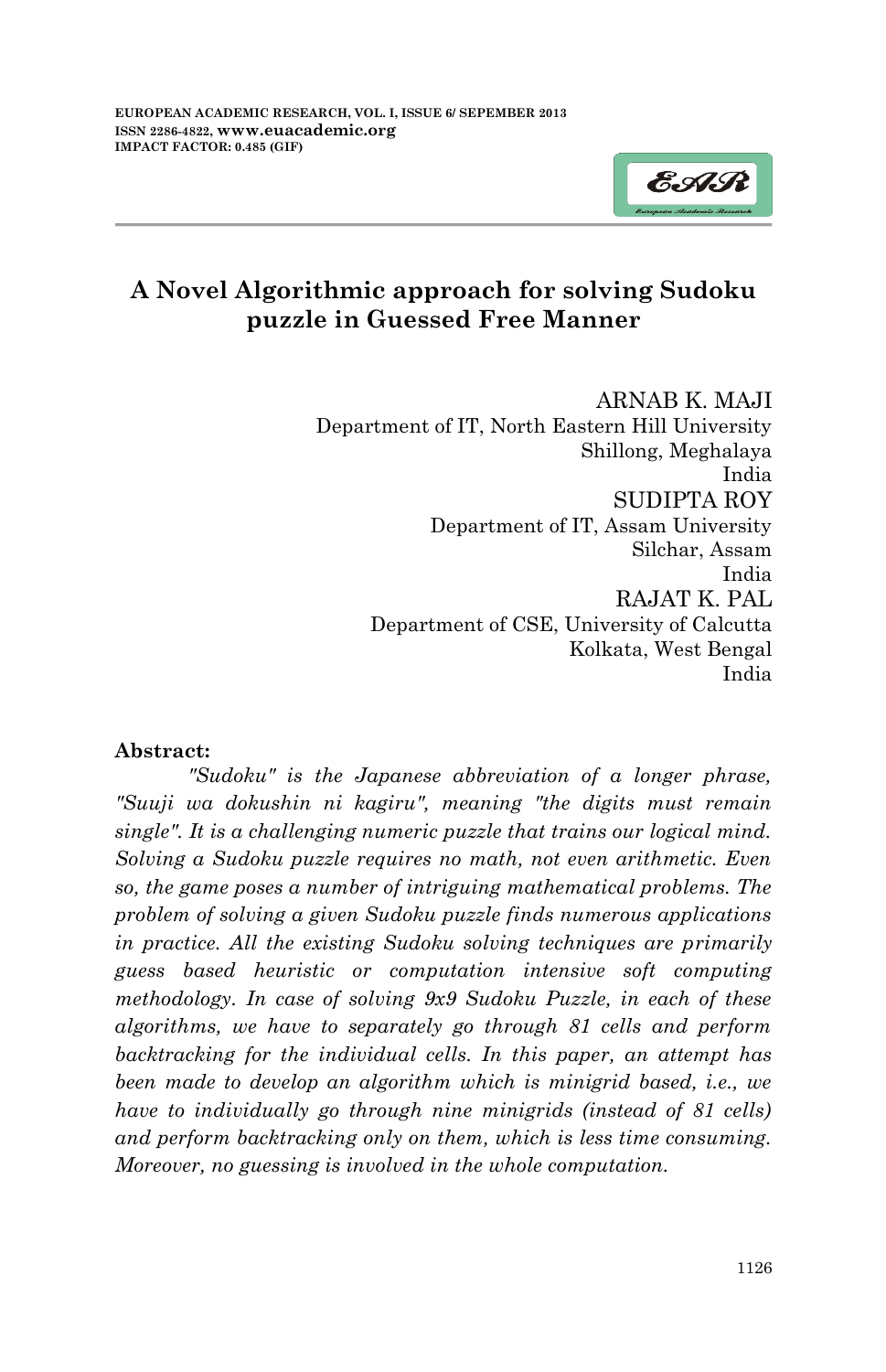# A Novel Algorithmic approach for solving Sudoku puzzle in Guessed Free Manner

ARNAB K. MAJI
Department of IT, North Eastern Hill University
Shillong, Meghalaya
India

SUDIPTA ROY
Department of IT, Assam University
Silchar, Assam
India

RAJAT K. PAL
Department of CSE, University of Calcutta
Kolkata, West Bengal
India

**Abstract:**

*"Sudoku" is the Japanese abbreviation of a longer phrase, "Suuji wa dokushin ni kagiru", meaning "the digits must remain single". It is a challenging numeric puzzle that trains our logical mind. Solving a Sudoku puzzle requires no math, not even arithmetic. Even so, the game poses a number of intriguing mathematical problems. The problem of solving a given Sudoku puzzle finds numerous applications in practice. All the existing Sudoku solving techniques are primarily guess based heuristic or computation intensive soft computing methodology. In case of solving 9x9 Sudoku Puzzle, in each of these algorithms, we have to separately go through 81 cells and perform backtracking for the individual cells. In this paper, an attempt has been made to develop an algorithm which is minigrid based, i.e., we have to individually go through nine minigrids (instead of 81 cells) and perform backtracking only on them, which is less time consuming. Moreover, no guessing is involved in the whole computation.*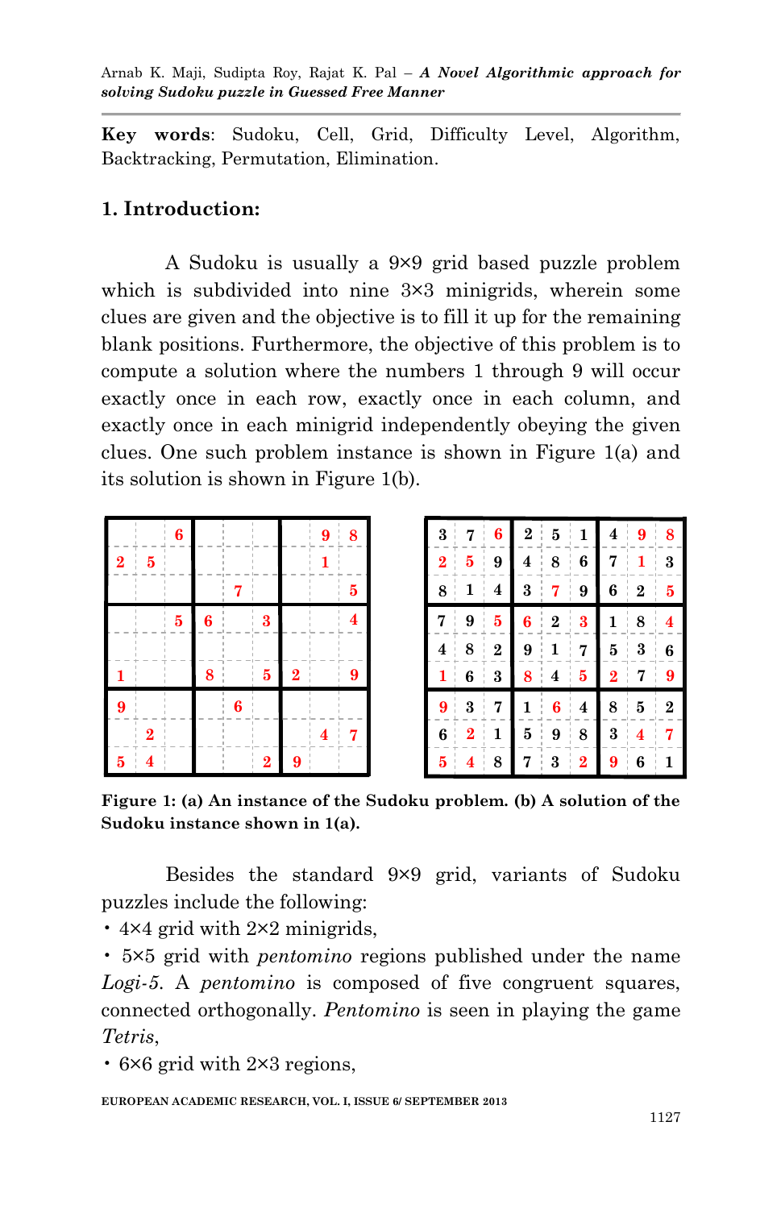**Key words**: Sudoku, Cell, Grid, Difficulty Level, Algorithm, Backtracking, Permutation, Elimination.

## 1. Introduction:

A Sudoku is usually a 9×9 grid based puzzle problem which is subdivided into nine 3×3 minigrids, wherein some clues are given and the objective is to fill it up for the remaining blank positions. Furthermore, the objective of this problem is to compute a solution where the numbers 1 through 9 will occur exactly once in each row, exactly once in each column, and exactly once in each minigrid independently obeying the given clues. One such problem instance is shown in Figure 1(a) and its solution is shown in Figure 1(b).

(a)

| | | 6 | | | | | 9 | 8 |
|---|---|---|---|---|---|---|---|---|
| 2 | 5 | | | | | | 1 | |
| | | | | 7 | | | | 5 |
| | | 5 | 6 | | 3 | | | 4 |
| | | | | | | | | |
| 1 | | | 8 | | 5 | 2 | | 9 |
| 9 | | | | 6 | | | | |
| | 2 | | | | | | 4 | 7 |
| 5 | 4 | | | | 2 | 9 | | |

(b)

| 3 | 7 | 6 | 2 | 5 | 1 | 4 | 9 | 8 |
|---|---|---|---|---|---|---|---|---|
| 2 | 5 | 9 | 4 | 8 | 6 | 7 | 1 | 3 |
| 8 | 1 | 4 | 3 | 7 | 9 | 6 | 2 | 5 |
| 7 | 9 | 5 | 6 | 2 | 3 | 1 | 8 | 4 |
| 4 | 8 | 2 | 9 | 1 | 7 | 5 | 3 | 6 |
| 1 | 6 | 3 | 8 | 4 | 5 | 2 | 7 | 9 |
| 9 | 3 | 7 | 1 | 6 | 4 | 8 | 5 | 2 |
| 6 | 2 | 1 | 5 | 9 | 8 | 3 | 4 | 7 |
| 5 | 4 | 8 | 7 | 3 | 2 | 9 | 6 | 1 |

**Figure 1: (a) An instance of the Sudoku problem. (b) A solution of the Sudoku instance shown in 1(a).**

Besides the standard 9×9 grid, variants of Sudoku puzzles include the following:

- 4×4 grid with 2×2 minigrids,
- 5×5 grid with *pentomino* regions published under the name *Logi-5*. A *pentomino* is composed of five congruent squares, connected orthogonally. *Pentomino* is seen in playing the game *Tetris*,
- 6×6 grid with 2×3 regions,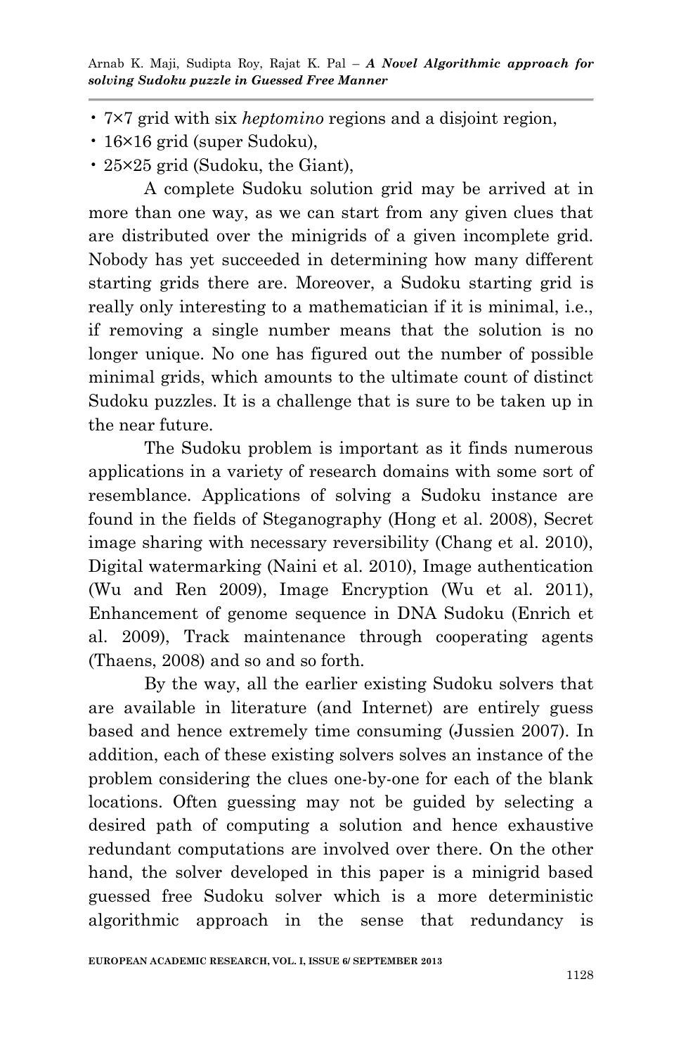- 7×7 grid with six *heptomino* regions and a disjoint region,
- 16×16 grid (super Sudoku),
- 25×25 grid (Sudoku, the Giant),

A complete Sudoku solution grid may be arrived at in more than one way, as we can start from any given clues that are distributed over the minigrids of a given incomplete grid. Nobody has yet succeeded in determining how many different starting grids there are. Moreover, a Sudoku starting grid is really only interesting to a mathematician if it is minimal, i.e., if removing a single number means that the solution is no longer unique. No one has figured out the number of possible minimal grids, which amounts to the ultimate count of distinct Sudoku puzzles. It is a challenge that is sure to be taken up in the near future.

The Sudoku problem is important as it finds numerous applications in a variety of research domains with some sort of resemblance. Applications of solving a Sudoku instance are found in the fields of Steganography (Hong et al. 2008), Secret image sharing with necessary reversibility (Chang et al. 2010), Digital watermarking (Naini et al. 2010), Image authentication (Wu and Ren 2009), Image Encryption (Wu et al. 2011), Enhancement of genome sequence in DNA Sudoku (Enrich et al. 2009), Track maintenance through cooperating agents (Thaens, 2008) and so and so forth.

By the way, all the earlier existing Sudoku solvers that are available in literature (and Internet) are entirely guess based and hence extremely time consuming (Jussien 2007). In addition, each of these existing solvers solves an instance of the problem considering the clues one-by-one for each of the blank locations. Often guessing may not be guided by selecting a desired path of computing a solution and hence exhaustive redundant computations are involved over there. On the other hand, the solver developed in this paper is a minigrid based guessed free Sudoku solver which is a more deterministic algorithmic approach in the sense that redundancy is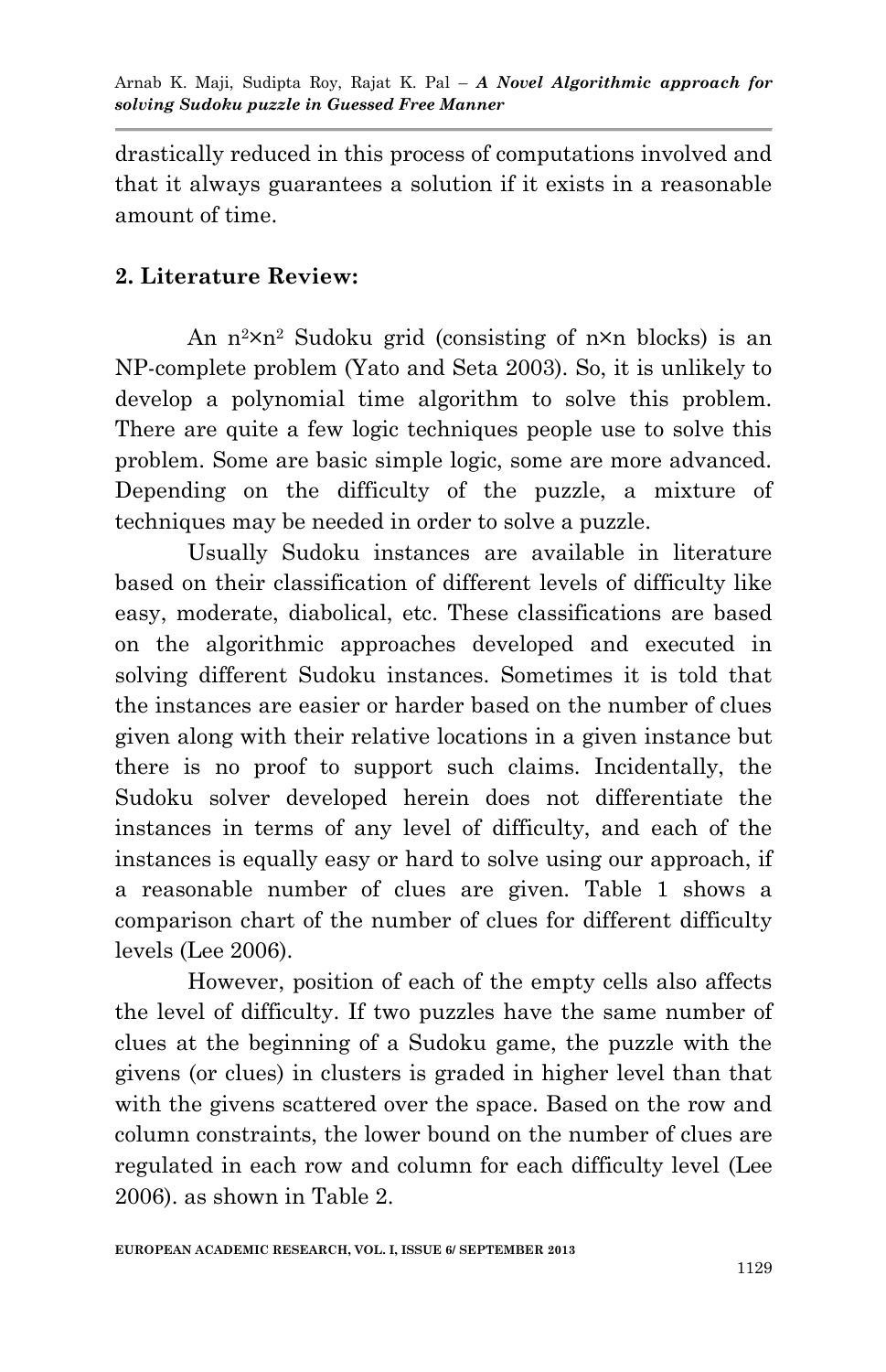drastically reduced in this process of computations involved and that it always guarantees a solution if it exists in a reasonable amount of time.

## 2. Literature Review:

An $n^2 \times n^2$ Sudoku grid (consisting of $n \times n$ blocks) is an NP-complete problem (Yato and Seta 2003). So, it is unlikely to develop a polynomial time algorithm to solve this problem. There are quite a few logic techniques people use to solve this problem. Some are basic simple logic, some are more advanced. Depending on the difficulty of the puzzle, a mixture of techniques may be needed in order to solve a puzzle.

Usually Sudoku instances are available in literature based on their classification of different levels of difficulty like easy, moderate, diabolical, etc. These classifications are based on the algorithmic approaches developed and executed in solving different Sudoku instances. Sometimes it is told that the instances are easier or harder based on the number of clues given along with their relative locations in a given instance but there is no proof to support such claims. Incidentally, the Sudoku solver developed herein does not differentiate the instances in terms of any level of difficulty, and each of the instances is equally easy or hard to solve using our approach, if a reasonable number of clues are given. Table 1 shows a comparison chart of the number of clues for different difficulty levels (Lee 2006).

However, position of each of the empty cells also affects the level of difficulty. If two puzzles have the same number of clues at the beginning of a Sudoku game, the puzzle with the givens (or clues) in clusters is graded in higher level than that with the givens scattered over the space. Based on the row and column constraints, the lower bound on the number of clues are regulated in each row and column for each difficulty level (Lee 2006). as shown in Table 2.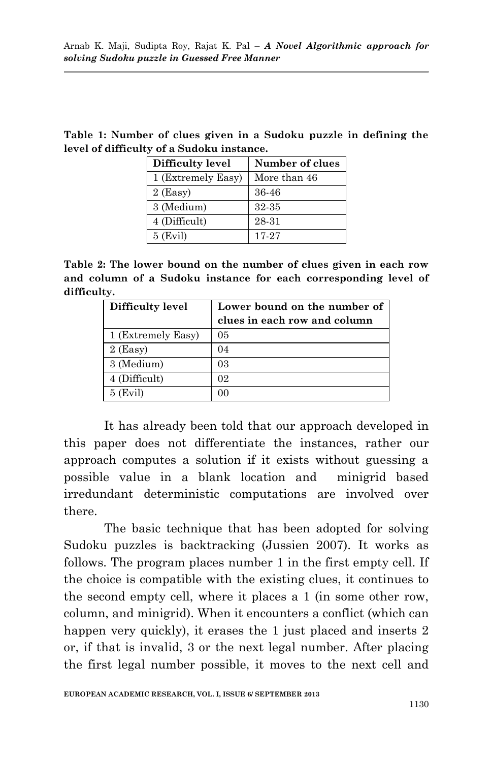**Table 1: Number of clues given in a Sudoku puzzle in defining the level of difficulty of a Sudoku instance.**

| Difficulty level | Number of clues |
|---|---|
| 1 (Extremely Easy) | More than 46 |
| 2 (Easy) | 36-46 |
| 3 (Medium) | 32-35 |
| 4 (Difficult) | 28-31 |
| 5 (Evil) | 17-27 |

**Table 2: The lower bound on the number of clues given in each row and column of a Sudoku instance for each corresponding level of difficulty.**

| Difficulty level | Lower bound on the number of clues in each row and column |
|---|---|
| 1 (Extremely Easy) | 05 |
| 2 (Easy) | 04 |
| 3 (Medium) | 03 |
| 4 (Difficult) | 02 |
| 5 (Evil) | 00 |

It has already been told that our approach developed in this paper does not differentiate the instances, rather our approach computes a solution if it exists without guessing a possible value in a blank location and minigrid based irredundant deterministic computations are involved over there.

The basic technique that has been adopted for solving Sudoku puzzles is backtracking (Jussien 2007). It works as follows. The program places number 1 in the first empty cell. If the choice is compatible with the existing clues, it continues to the second empty cell, where it places a 1 (in some other row, column, and minigrid). When it encounters a conflict (which can happen very quickly), it erases the 1 just placed and inserts 2 or, if that is invalid, 3 or the next legal number. After placing the first legal number possible, it moves to the next cell and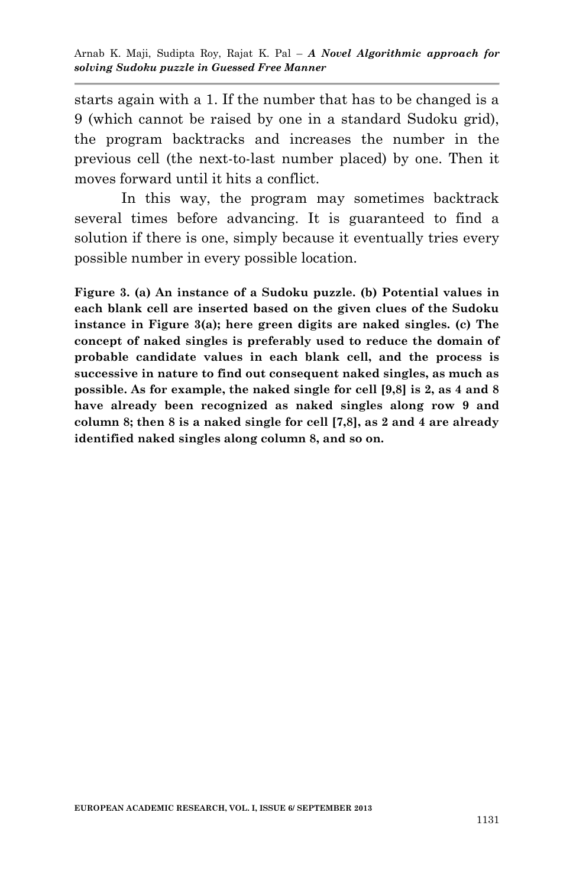starts again with a 1. If the number that has to be changed is a 9 (which cannot be raised by one in a standard Sudoku grid), the program backtracks and increases the number in the previous cell (the next-to-last number placed) by one. Then it moves forward until it hits a conflict.

In this way, the program may sometimes backtrack several times before advancing. It is guaranteed to find a solution if there is one, simply because it eventually tries every possible number in every possible location.

**Figure 3. (a) An instance of a Sudoku puzzle. (b) Potential values in each blank cell are inserted based on the given clues of the Sudoku instance in Figure 3(a); here green digits are naked singles. (c) The concept of naked singles is preferably used to reduce the domain of probable candidate values in each blank cell, and the process is successive in nature to find out consequent naked singles, as much as possible. As for example, the naked single for cell [9,8] is 2, as 4 and 8 have already been recognized as naked singles along row 9 and column 8; then 8 is a naked single for cell [7,8], as 2 and 4 are already identified naked singles along column 8, and so on.**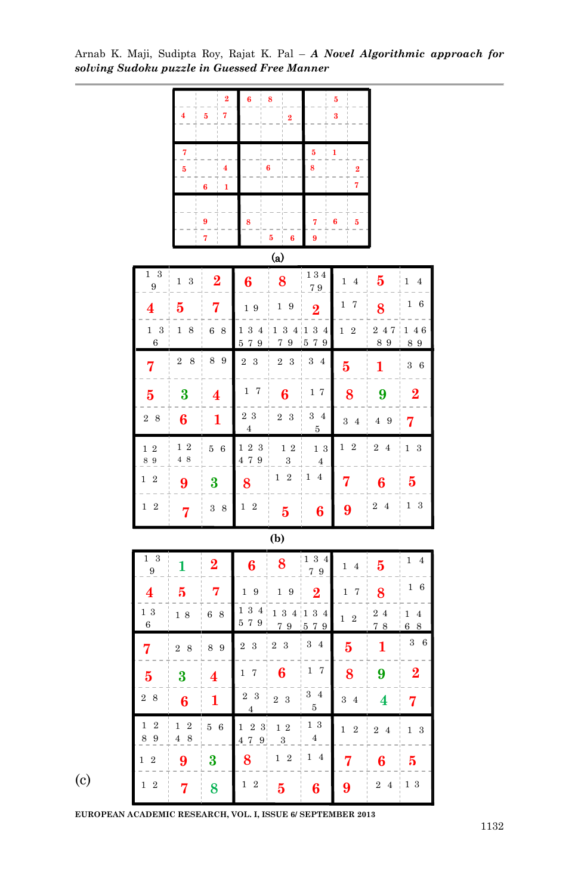| | | | | | | | | |
|---|---|---|---|---|---|---|---|---|
| | | 2 | 6 | 8 | | | 5 | |
| 4 | 5 | 7 | | | 2 | | 3 | |
| | | | | | | | | |
| 7 | | | | | | 5 | 1 | |
| 5 | | 4 | | 6 | | 8 | | 2 |
| | 6 | 1 | | | | | | 7 |
| | | | | | | | | |
| | 9 | | 8 | | | 7 | 6 | 5 |
| | 7 | | | 5 | 6 | 9 | | |

(a)

| | | | | | | | | |
|---|---|---|---|---|---|---|---|---|
| 1 3 9 | 1 3 | 2 | 6 | 8 | 1 3 4 7 9 | 1 4 | 5 | 1 4 |
| 4 | 5 | 7 | 1 9 | 1 9 | 2 | 1 7 | 8 | 1 6 |
| 1 3 6 | 1 8 | 6 8 | 1 3 4 5 7 9 | 1 3 4 7 9 | 1 3 4 5 7 9 | 1 2 | 2 4 7 8 9 | 1 4 6 8 9 |
| 7 | 2 8 | 8 9 | 2 3 | 2 3 | 3 4 | 5 | 1 | 3 6 |
| 5 | 3 | 4 | 1 7 | 6 | 1 7 | 8 | 9 | 2 |
| 2 8 | 6 | 1 | 2 3 4 | 2 3 | 3 4 5 | 3 4 | 4 9 | 7 |
| 1 2 8 9 | 1 2 4 8 | 5 6 | 1 2 3 4 7 9 | 1 2 3 | 1 3 4 | 1 2 | 2 4 | 1 3 |
| 1 2 | 9 | 3 | 8 | 1 2 | 1 4 | 7 | 6 | 5 |
| 1 2 | 7 | 3 8 | 1 2 | 5 | 6 | 9 | 2 4 | 1 3 |

(b)

| | | | | | | | | |
|---|---|---|---|---|---|---|---|---|
| 1 3 9 | 1 | 2 | 6 | 8 | 1 3 4 7 9 | 1 4 | 5 | 1 4 |
| 4 | 5 | 7 | 1 9 | 1 9 | 2 | 1 7 | 8 | 1 6 |
| 1 3 6 | 1 8 | 6 8 | 1 3 4 5 7 9 | 1 3 4 7 9 | 1 3 4 5 7 9 | 1 2 | 2 4 7 8 | 1 4 6 8 |
| 7 | 2 8 | 8 9 | 2 3 | 2 3 | 3 4 | 5 | 1 | 3 6 |
| 5 | 3 | 4 | 1 7 | 6 | 1 7 | 8 | 9 | 2 |
| 2 8 | 6 | 1 | 2 3 4 | 2 3 | 3 4 5 | 3 4 | 4 | 7 |
| 1 2 8 9 | 1 2 4 8 | 5 6 | 1 2 3 4 7 9 | 1 2 3 | 1 3 4 | 1 2 | 2 4 | 1 3 |
| 1 2 | 9 | 3 | 8 | 1 2 | 1 4 | 7 | 6 | 5 |
| 1 2 | 7 | 8 | 1 2 | 5 | 6 | 9 | 2 4 | 1 3 |

(c)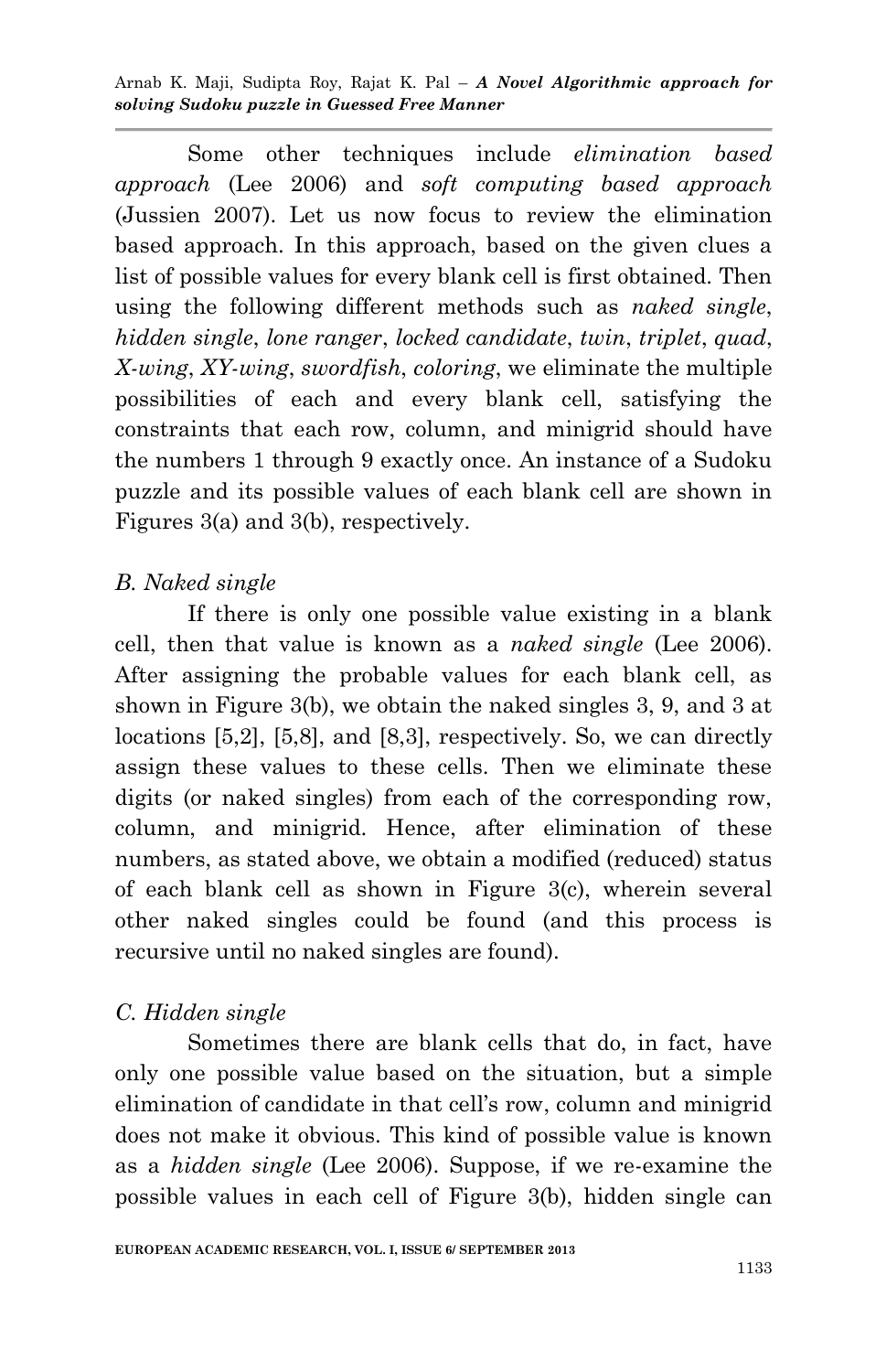Some other techniques include *elimination based approach* (Lee 2006) and *soft computing based approach* (Jussien 2007). Let us now focus to review the elimination based approach. In this approach, based on the given clues a list of possible values for every blank cell is first obtained. Then using the following different methods such as *naked single*, *hidden single*, *lone ranger*, *locked candidate*, *twin*, *triplet*, *quad*, *X-wing*, *XY-wing*, *swordfish*, *coloring*, we eliminate the multiple possibilities of each and every blank cell, satisfying the constraints that each row, column, and minigrid should have the numbers 1 through 9 exactly once. An instance of a Sudoku puzzle and its possible values of each blank cell are shown in Figures 3(a) and 3(b), respectively.

### *B. Naked single*

If there is only one possible value existing in a blank cell, then that value is known as a *naked single* (Lee 2006). After assigning the probable values for each blank cell, as shown in Figure 3(b), we obtain the naked singles 3, 9, and 3 at locations [5,2], [5,8], and [8,3], respectively. So, we can directly assign these values to these cells. Then we eliminate these digits (or naked singles) from each of the corresponding row, column, and minigrid. Hence, after elimination of these numbers, as stated above, we obtain a modified (reduced) status of each blank cell as shown in Figure 3(c), wherein several other naked singles could be found (and this process is recursive until no naked singles are found).

### *C. Hidden single*

Sometimes there are blank cells that do, in fact, have only one possible value based on the situation, but a simple elimination of candidate in that cell's row, column and minigrid does not make it obvious. This kind of possible value is known as a *hidden single* (Lee 2006). Suppose, if we re-examine the possible values in each cell of Figure 3(b), hidden single can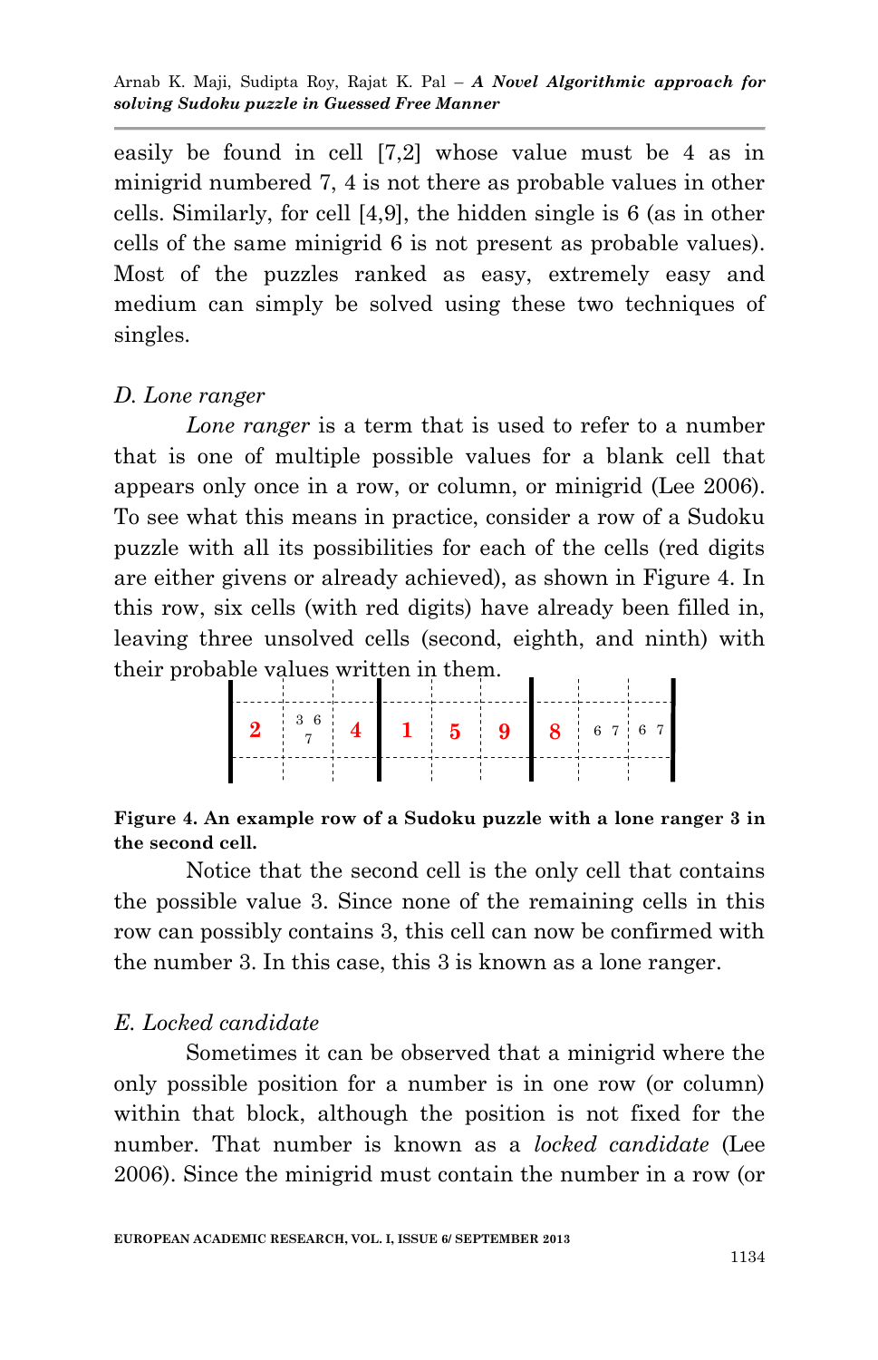easily be found in cell [7,2] whose value must be 4 as in minigrid numbered 7, 4 is not there as probable values in other cells. Similarly, for cell [4,9], the hidden single is 6 (as in other cells of the same minigrid 6 is not present as probable values). Most of the puzzles ranked as easy, extremely easy and medium can simply be solved using these two techniques of singles.

### D. Lone ranger

*Lone ranger* is a term that is used to refer to a number that is one of multiple possible values for a blank cell that appears only once in a row, or column, or minigrid (Lee 2006). To see what this means in practice, consider a row of a Sudoku puzzle with all its possibilities for each of the cells (red digits are either givens or already achieved), as shown in Figure 4. In this row, six cells (with red digits) have already been filled in, leaving three unsolved cells (second, eighth, and ninth) with their probable values written in them.

| **2** | 3 6 7 | **4** | **1** | **5** | **9** | **8** | 6 7 | 6 7 |
|---|---|---|---|---|---|---|---|---|

**Figure 4. An example row of a Sudoku puzzle with a lone ranger 3 in the second cell.**

Notice that the second cell is the only cell that contains the possible value 3. Since none of the remaining cells in this row can possibly contains 3, this cell can now be confirmed with the number 3. In this case, this 3 is known as a lone ranger.

### E. Locked candidate

Sometimes it can be observed that a minigrid where the only possible position for a number is in one row (or column) within that block, although the position is not fixed for the number. That number is known as a *locked candidate* (Lee 2006). Since the minigrid must contain the number in a row (or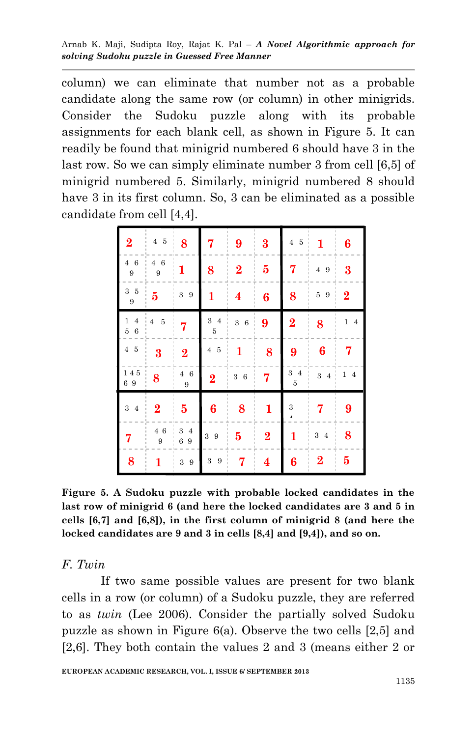column) we can eliminate that number not as a probable candidate along the same row (or column) in other minigrids. Consider the Sudoku puzzle along with its probable assignments for each blank cell, as shown in Figure 5. It can readily be found that minigrid numbered 6 should have 3 in the last row. So we can simply eliminate number 3 from cell [6,5] of minigrid numbered 5. Similarly, minigrid numbered 8 should have 3 in its first column. So, 3 can be eliminated as a possible candidate from cell [4,4].

| | | | | | | | | |
|---|---|---|---|---|---|---|---|---|
| **2** | 4 5 | **8** | **7** | **9** | **3** | 4 5 | **1** | **6** |
| 4 6 9 | 4 6 9 | **1** | **8** | **2** | **5** | **7** | 4 9 | **3** |
| 3 5 9 | **5** | 3 9 | **1** | **4** | **6** | **8** | 5 9 | **2** |
| 1 4 5 6 | 4 5 | **7** | 3 4 5 | 3 6 | **9** | **2** | **8** | 1 4 |
| 4 5 | **3** | **2** | 4 5 | **1** | **8** | **9** | **6** | **7** |
| 1 4 5 6 9 | **8** | 4 6 9 | **2** | 3 6 | **7** | 3 4 5 | 3 4 | 1 4 |
| 3 4 | **2** | **5** | **6** | **8** | **1** | 3 4 | **7** | **9** |
| **7** | 4 6 9 | 3 4 6 9 | 3 9 | **5** | **2** | **1** | 3 4 | **8** |
| **8** | **1** | 3 9 | 3 9 | **7** | **4** | **6** | **2** | **5** |

**Figure 5. A Sudoku puzzle with probable locked candidates in the last row of minigrid 6 (and here the locked candidates are 3 and 5 in cells [6,7] and [6,8]), in the first column of minigrid 8 (and here the locked candidates are 9 and 3 in cells [8,4] and [9,4]), and so on.**

### *F. Twin*

If two same possible values are present for two blank cells in a row (or column) of a Sudoku puzzle, they are referred to as *twin* (Lee 2006). Consider the partially solved Sudoku puzzle as shown in Figure 6(a). Observe the two cells [2,5] and [2,6]. They both contain the values 2 and 3 (means either 2 or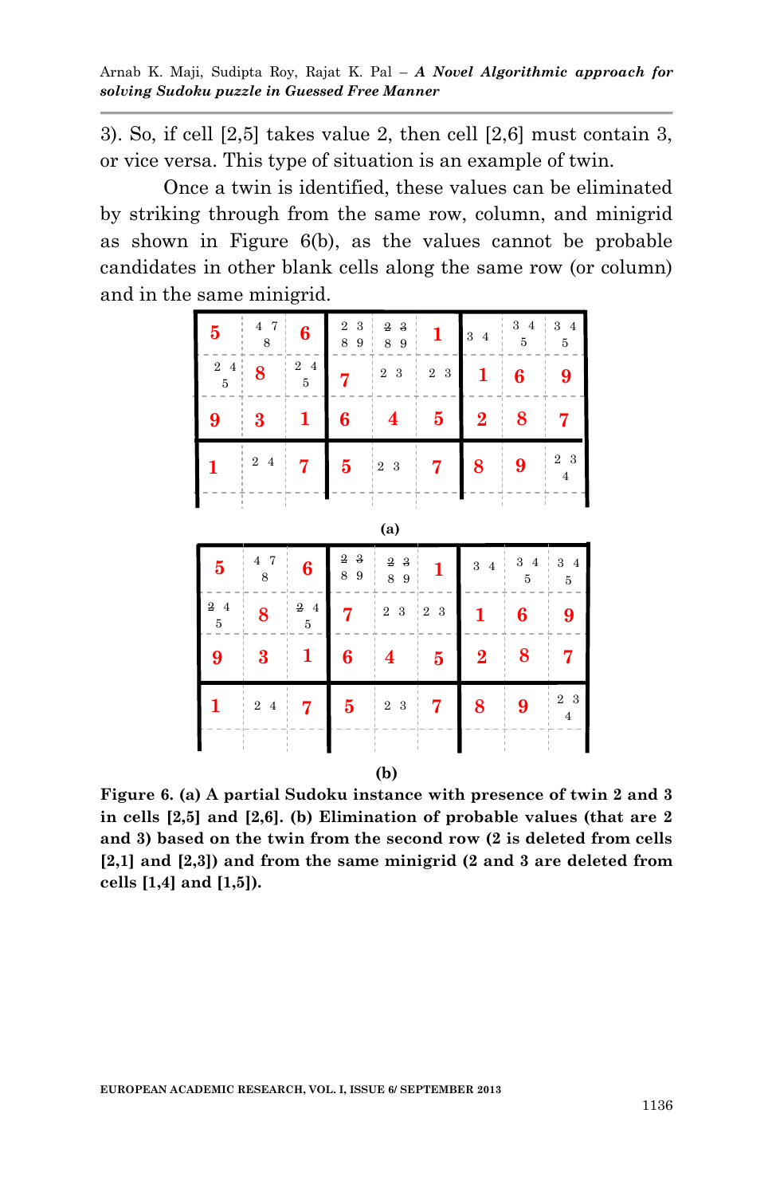3). So, if cell [2,5] takes value 2, then cell [2,6] must contain 3, or vice versa. This type of situation is an example of twin.

Once a twin is identified, these values can be eliminated by striking through from the same row, column, and minigrid as shown in Figure 6(b), as the values cannot be probable candidates in other blank cells along the same row (or column) and in the same minigrid.

| 5 | 4 7 8 | 6 | 2 3 8 9 | ~~2~~ ~~3~~ 8 9 | 1 | 3 4 | 3 4 5 | 3 4 5 |
|---|---|---|---|---|---|---|---|---|
| 2 4 5 | 8 | 2 4 5 | 7 | 2 3 | 2 3 | 1 | 6 | 9 |
| 9 | 3 | 1 | 6 | 4 | 5 | 2 | 8 | 7 |
| 1 | 2 4 | 7 | 5 | 2 3 | 7 | 8 | 9 | 2 3 4 |

**(a)**

| 5 | 4 7 8 | 6 | ~~2~~ ~~3~~ 8 9 | ~~2~~ ~~3~~ 8 9 | 1 | 3 4 | 3 4 5 | 3 4 5 |
|---|---|---|---|---|---|---|---|---|
| ~~2~~ 4 5 | 8 | ~~2~~ 4 5 | 7 | 2 3 | 2 3 | 1 | 6 | 9 |
| 9 | 3 | 1 | 6 | 4 | 5 | 2 | 8 | 7 |
| 1 | 2 4 | 7 | 5 | 2 3 | 7 | 8 | 9 | 2 3 4 |

**(b)**

**Figure 6. (a) A partial Sudoku instance with presence of twin 2 and 3 in cells [2,5] and [2,6]. (b) Elimination of probable values (that are 2 and 3) based on the twin from the second row (2 is deleted from cells [2,1] and [2,3]) and from the same minigrid (2 and 3 are deleted from cells [1,4] and [1,5]).**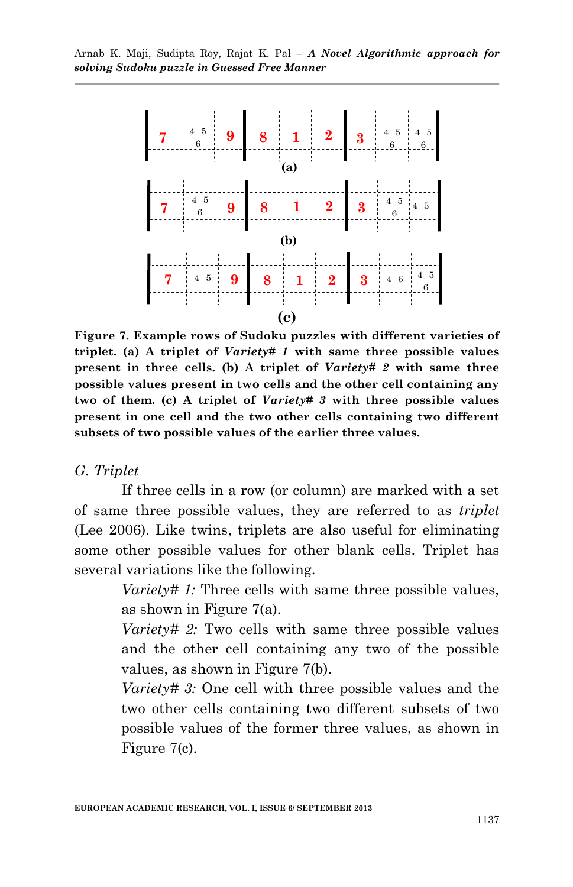| 7 | 4 5 6 | 9 | 8 | 1 | 2 | 3 | 4 5 6 | 4 5 6 |
|---|---|---|---|---|---|---|---|---|

(a)

| 7 | 4 5 6 | 9 | 8 | 1 | 2 | 3 | 4 5 6 | 4 5 |
|---|---|---|---|---|---|---|---|---|

(b)

| 7 | 4 5 | 9 | 8 | 1 | 2 | 3 | 4 6 | 4 5 6 |
|---|---|---|---|---|---|---|---|---|

(c)

**Figure 7. Example rows of Sudoku puzzles with different varieties of triplet. (a) A triplet of *Variety# 1* with same three possible values present in three cells. (b) A triplet of *Variety# 2* with same three possible values present in two cells and the other cell containing any two of them. (c) A triplet of *Variety# 3* with three possible values present in one cell and the two other cells containing two different subsets of two possible values of the earlier three values.**

*G. Triplet*

If three cells in a row (or column) are marked with a set of same three possible values, they are referred to as *triplet* (Lee 2006). Like twins, triplets are also useful for eliminating some other possible values for other blank cells. Triplet has several variations like the following.

*Variety# 1:* Three cells with same three possible values, as shown in Figure 7(a).

*Variety# 2:* Two cells with same three possible values and the other cell containing any two of the possible values, as shown in Figure 7(b).

*Variety# 3:* One cell with three possible values and the two other cells containing two different subsets of two possible values of the former three values, as shown in Figure 7(c).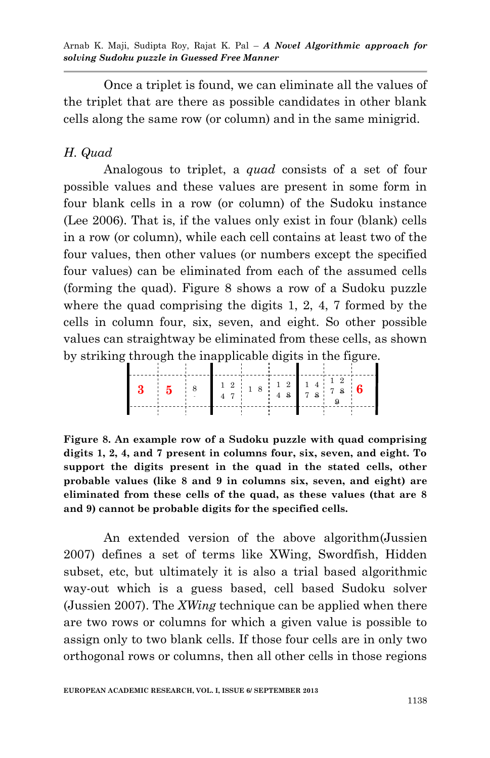Once a triplet is found, we can eliminate all the values of the triplet that are there as possible candidates in other blank cells along the same row (or column) and in the same minigrid.

### H. Quad

Analogous to triplet, a *quad* consists of a set of four possible values and these values are present in some form in four blank cells in a row (or column) of the Sudoku instance (Lee 2006). That is, if the values only exist in four (blank) cells in a row (or column), while each cell contains at least two of the four values, then other values (or numbers except the specified four values) can be eliminated from each of the assumed cells (forming the quad). Figure 8 shows a row of a Sudoku puzzle where the quad comprising the digits 1, 2, 4, 7 formed by the cells in column four, six, seven, and eight. So other possible values can straightway be eliminated from these cells, as shown by striking through the inapplicable digits in the figure.

| 3 | 5 | 8 | 1 2 4 7 | 1 8 | 1 2 4 ~~8~~ | 1 4 7 ~~8~~ | 1 2 7 ~~8~~ ~~9~~ | 6 |
|---|---|---|---|---|---|---|---|---|

**Figure 8. An example row of a Sudoku puzzle with quad comprising digits 1, 2, 4, and 7 present in columns four, six, seven, and eight. To support the digits present in the quad in the stated cells, other probable values (like 8 and 9 in columns six, seven, and eight) are eliminated from these cells of the quad, as these values (that are 8 and 9) cannot be probable digits for the specified cells.**

An extended version of the above algorithm(Jussien 2007) defines a set of terms like XWing, Swordfish, Hidden subset, etc, but ultimately it is also a trial based algorithmic way-out which is a guess based, cell based Sudoku solver (Jussien 2007). The *XWing* technique can be applied when there are two rows or columns for which a given value is possible to assign only to two blank cells. If those four cells are in only two orthogonal rows or columns, then all other cells in those regions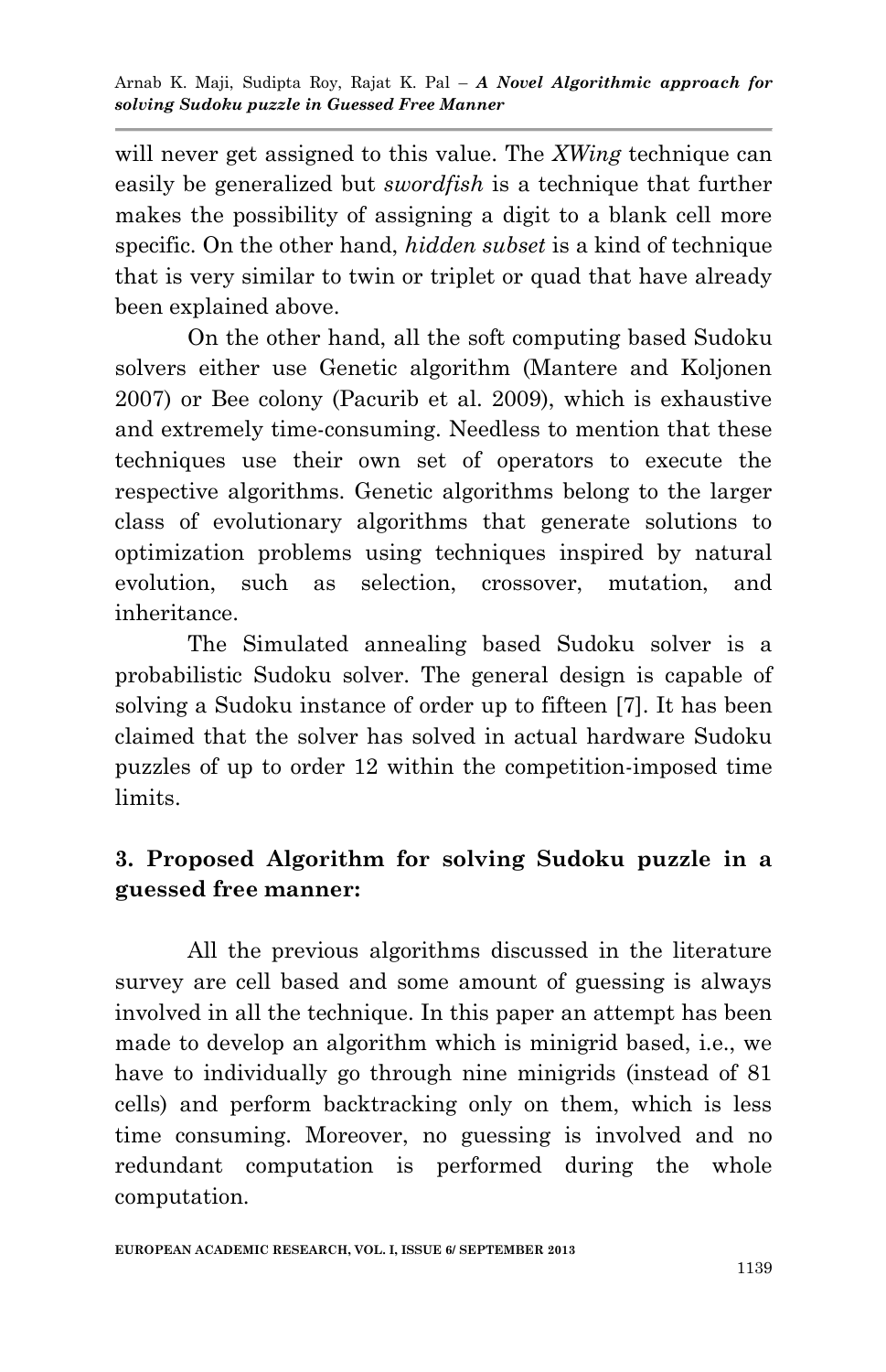will never get assigned to this value. The *XWing* technique can easily be generalized but *swordfish* is a technique that further makes the possibility of assigning a digit to a blank cell more specific. On the other hand, *hidden subset* is a kind of technique that is very similar to twin or triplet or quad that have already been explained above.

On the other hand, all the soft computing based Sudoku solvers either use Genetic algorithm (Mantere and Koljonen 2007) or Bee colony (Pacurib et al. 2009), which is exhaustive and extremely time-consuming. Needless to mention that these techniques use their own set of operators to execute the respective algorithms. Genetic algorithms belong to the larger class of evolutionary algorithms that generate solutions to optimization problems using techniques inspired by natural evolution, such as selection, crossover, mutation, and inheritance.

The Simulated annealing based Sudoku solver is a probabilistic Sudoku solver. The general design is capable of solving a Sudoku instance of order up to fifteen [7]. It has been claimed that the solver has solved in actual hardware Sudoku puzzles of up to order 12 within the competition-imposed time limits.

## 3. Proposed Algorithm for solving Sudoku puzzle in a guessed free manner:

All the previous algorithms discussed in the literature survey are cell based and some amount of guessing is always involved in all the technique. In this paper an attempt has been made to develop an algorithm which is minigrid based, i.e., we have to individually go through nine minigrids (instead of 81 cells) and perform backtracking only on them, which is less time consuming. Moreover, no guessing is involved and no redundant computation is performed during the whole computation.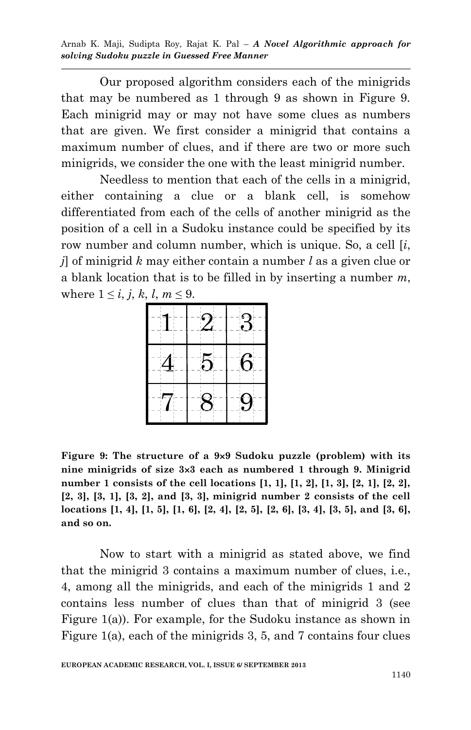Our proposed algorithm considers each of the minigrids that may be numbered as 1 through 9 as shown in Figure 9. Each minigrid may or may not have some clues as numbers that are given. We first consider a minigrid that contains a maximum number of clues, and if there are two or more such minigrids, we consider the one with the least minigrid number.

Needless to mention that each of the cells in a minigrid, either containing a clue or a blank cell, is somehow differentiated from each of the cells of another minigrid as the position of a cell in a Sudoku instance could be specified by its row number and column number, which is unique. So, a cell [*i*, *j*] of minigrid *k* may either contain a number *l* as a given clue or a blank location that is to be filled in by inserting a number *m*, where $1 \leq i, j, k, l, m \leq 9$.

| | | |
|---|---|---|
| 1 | 2 | 3 |
| 4 | 5 | 6 |
| 7 | 8 | 9 |

**Figure 9: The structure of a 9×9 Sudoku puzzle (problem) with its nine minigrids of size 3×3 each as numbered 1 through 9. Minigrid number 1 consists of the cell locations [1, 1], [1, 2], [1, 3], [2, 1], [2, 2], [2, 3], [3, 1], [3, 2], and [3, 3], minigrid number 2 consists of the cell locations [1, 4], [1, 5], [1, 6], [2, 4], [2, 5], [2, 6], [3, 4], [3, 5], and [3, 6], and so on.**

Now to start with a minigrid as stated above, we find that the minigrid 3 contains a maximum number of clues, i.e., 4, among all the minigrids, and each of the minigrids 1 and 2 contains less number of clues than that of minigrid 3 (see Figure 1(a)). For example, for the Sudoku instance as shown in Figure 1(a), each of the minigrids 3, 5, and 7 contains four clues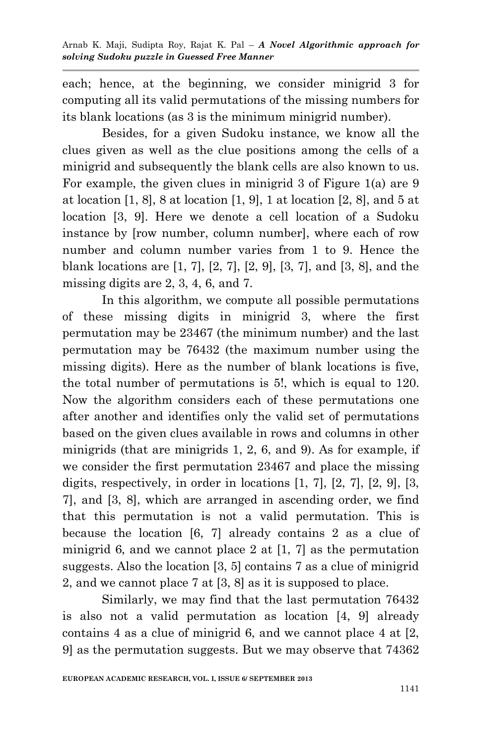each; hence, at the beginning, we consider minigrid 3 for computing all its valid permutations of the missing numbers for its blank locations (as 3 is the minimum minigrid number).

Besides, for a given Sudoku instance, we know all the clues given as well as the clue positions among the cells of a minigrid and subsequently the blank cells are also known to us. For example, the given clues in minigrid 3 of Figure 1(a) are 9 at location [1, 8], 8 at location [1, 9], 1 at location [2, 8], and 5 at location [3, 9]. Here we denote a cell location of a Sudoku instance by [row number, column number], where each of row number and column number varies from 1 to 9. Hence the blank locations are [1, 7], [2, 7], [2, 9], [3, 7], and [3, 8], and the missing digits are 2, 3, 4, 6, and 7.

In this algorithm, we compute all possible permutations of these missing digits in minigrid 3, where the first permutation may be 23467 (the minimum number) and the last permutation may be 76432 (the maximum number using the missing digits). Here as the number of blank locations is five, the total number of permutations is 5!, which is equal to 120. Now the algorithm considers each of these permutations one after another and identifies only the valid set of permutations based on the given clues available in rows and columns in other minigrids (that are minigrids 1, 2, 6, and 9). As for example, if we consider the first permutation 23467 and place the missing digits, respectively, in order in locations [1, 7], [2, 7], [2, 9], [3, 7], and [3, 8], which are arranged in ascending order, we find that this permutation is not a valid permutation. This is because the location [6, 7] already contains 2 as a clue of minigrid 6, and we cannot place 2 at [1, 7] as the permutation suggests. Also the location [3, 5] contains 7 as a clue of minigrid 2, and we cannot place 7 at [3, 8] as it is supposed to place.

Similarly, we may find that the last permutation 76432 is also not a valid permutation as location [4, 9] already contains 4 as a clue of minigrid 6, and we cannot place 4 at [2, 9] as the permutation suggests. But we may observe that 74362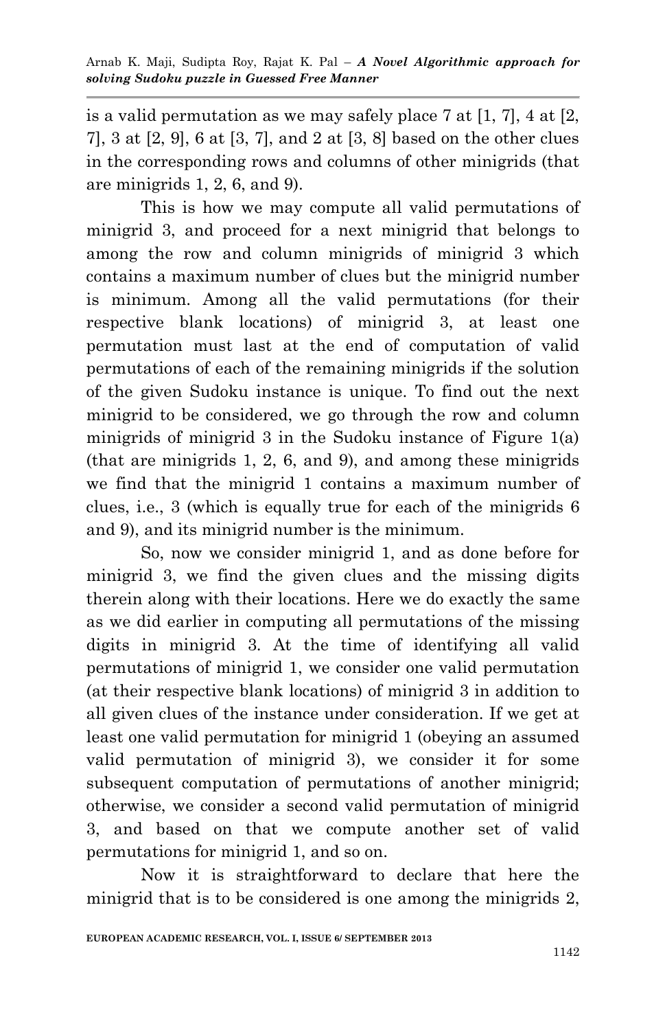is a valid permutation as we may safely place 7 at [1, 7], 4 at [2, 7], 3 at [2, 9], 6 at [3, 7], and 2 at [3, 8] based on the other clues in the corresponding rows and columns of other minigrids (that are minigrids 1, 2, 6, and 9).

This is how we may compute all valid permutations of minigrid 3, and proceed for a next minigrid that belongs to among the row and column minigrids of minigrid 3 which contains a maximum number of clues but the minigrid number is minimum. Among all the valid permutations (for their respective blank locations) of minigrid 3, at least one permutation must last at the end of computation of valid permutations of each of the remaining minigrids if the solution of the given Sudoku instance is unique. To find out the next minigrid to be considered, we go through the row and column minigrids of minigrid 3 in the Sudoku instance of Figure 1(a) (that are minigrids 1, 2, 6, and 9), and among these minigrids we find that the minigrid 1 contains a maximum number of clues, i.e., 3 (which is equally true for each of the minigrids 6 and 9), and its minigrid number is the minimum.

So, now we consider minigrid 1, and as done before for minigrid 3, we find the given clues and the missing digits therein along with their locations. Here we do exactly the same as we did earlier in computing all permutations of the missing digits in minigrid 3. At the time of identifying all valid permutations of minigrid 1, we consider one valid permutation (at their respective blank locations) of minigrid 3 in addition to all given clues of the instance under consideration. If we get at least one valid permutation for minigrid 1 (obeying an assumed valid permutation of minigrid 3), we consider it for some subsequent computation of permutations of another minigrid; otherwise, we consider a second valid permutation of minigrid 3, and based on that we compute another set of valid permutations for minigrid 1, and so on.

Now it is straightforward to declare that here the minigrid that is to be considered is one among the minigrids 2,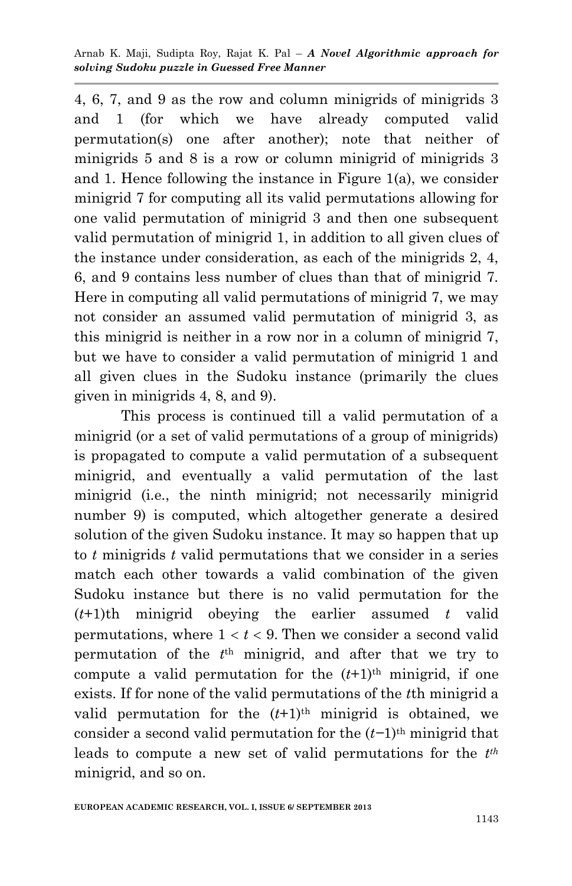4, 6, 7, and 9 as the row and column minigrids of minigrids 3 and 1 (for which we have already computed valid permutation(s) one after another); note that neither of minigrids 5 and 8 is a row or column minigrid of minigrids 3 and 1. Hence following the instance in Figure 1(a), we consider minigrid 7 for computing all its valid permutations allowing for one valid permutation of minigrid 3 and then one subsequent valid permutation of minigrid 1, in addition to all given clues of the instance under consideration, as each of the minigrids 2, 4, 6, and 9 contains less number of clues than that of minigrid 7. Here in computing all valid permutations of minigrid 7, we may not consider an assumed valid permutation of minigrid 3, as this minigrid is neither in a row nor in a column of minigrid 7, but we have to consider a valid permutation of minigrid 1 and all given clues in the Sudoku instance (primarily the clues given in minigrids 4, 8, and 9).

This process is continued till a valid permutation of a minigrid (or a set of valid permutations of a group of minigrids) is propagated to compute a valid permutation of a subsequent minigrid, and eventually a valid permutation of the last minigrid (i.e., the ninth minigrid; not necessarily minigrid number 9) is computed, which altogether generate a desired solution of the given Sudoku instance. It may so happen that up to $t$ minigrids $t$ valid permutations that we consider in a series match each other towards a valid combination of the given Sudoku instance but there is no valid permutation for the $(t+1)$th minigrid obeying the earlier assumed $t$ valid permutations, where $1 < t < 9$. Then we consider a second valid permutation of the $t^{th}$ minigrid, and after that we try to compute a valid permutation for the $(t+1)^{th}$ minigrid, if one exists. If for none of the valid permutations of the $t$th minigrid a valid permutation for the $(t+1)^{th}$ minigrid is obtained, we consider a second valid permutation for the $(t-1)^{th}$ minigrid that leads to compute a new set of valid permutations for the $t^{th}$ minigrid, and so on.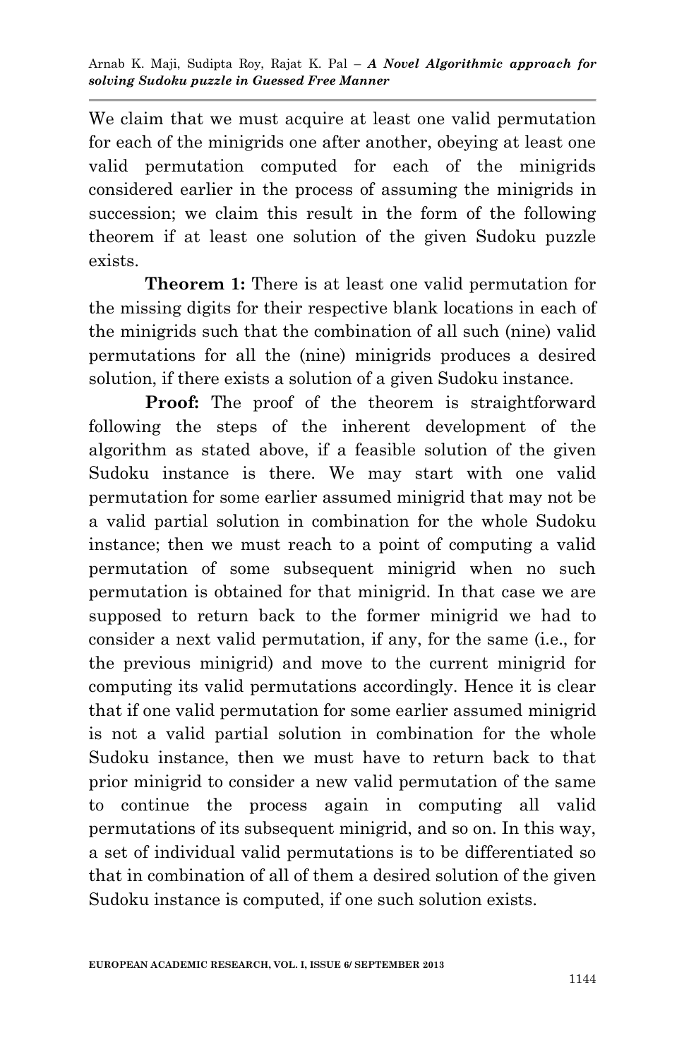We claim that we must acquire at least one valid permutation for each of the minigrids one after another, obeying at least one valid permutation computed for each of the minigrids considered earlier in the process of assuming the minigrids in succession; we claim this result in the form of the following theorem if at least one solution of the given Sudoku puzzle exists.

**Theorem 1:** There is at least one valid permutation for the missing digits for their respective blank locations in each of the minigrids such that the combination of all such (nine) valid permutations for all the (nine) minigrids produces a desired solution, if there exists a solution of a given Sudoku instance.

**Proof:** The proof of the theorem is straightforward following the steps of the inherent development of the algorithm as stated above, if a feasible solution of the given Sudoku instance is there. We may start with one valid permutation for some earlier assumed minigrid that may not be a valid partial solution in combination for the whole Sudoku instance; then we must reach to a point of computing a valid permutation of some subsequent minigrid when no such permutation is obtained for that minigrid. In that case we are supposed to return back to the former minigrid we had to consider a next valid permutation, if any, for the same (i.e., for the previous minigrid) and move to the current minigrid for computing its valid permutations accordingly. Hence it is clear that if one valid permutation for some earlier assumed minigrid is not a valid partial solution in combination for the whole Sudoku instance, then we must have to return back to that prior minigrid to consider a new valid permutation of the same to continue the process again in computing all valid permutations of its subsequent minigrid, and so on. In this way, a set of individual valid permutations is to be differentiated so that in combination of all of them a desired solution of the given Sudoku instance is computed, if one such solution exists.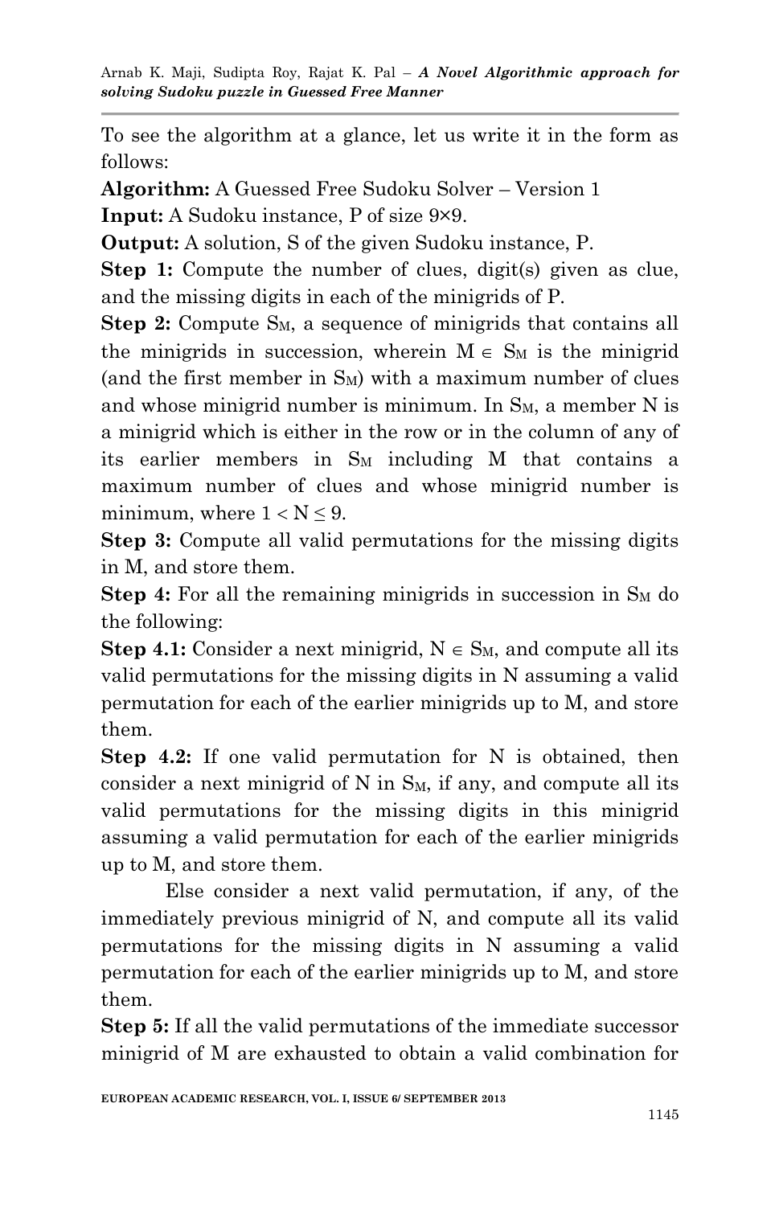To see the algorithm at a glance, let us write it in the form as follows:

**Algorithm:** A Guessed Free Sudoku Solver – Version 1

**Input:** A Sudoku instance, P of size 9×9.

**Output:** A solution, S of the given Sudoku instance, P.

**Step 1:** Compute the number of clues, digit(s) given as clue, and the missing digits in each of the minigrids of P.

**Step 2:** Compute $S_M$, a sequence of minigrids that contains all the minigrids in succession, wherein $M \in S_M$ is the minigrid (and the first member in $S_M$) with a maximum number of clues and whose minigrid number is minimum. In $S_M$, a member N is a minigrid which is either in the row or in the column of any of its earlier members in $S_M$ including M that contains a maximum number of clues and whose minigrid number is minimum, where $1 < N \leq 9$.

**Step 3:** Compute all valid permutations for the missing digits in M, and store them.

**Step 4:** For all the remaining minigrids in succession in $S_M$ do the following:

**Step 4.1:** Consider a next minigrid, $N \in S_M$, and compute all its valid permutations for the missing digits in N assuming a valid permutation for each of the earlier minigrids up to M, and store them.

**Step 4.2:** If one valid permutation for N is obtained, then consider a next minigrid of N in $S_M$, if any, and compute all its valid permutations for the missing digits in this minigrid assuming a valid permutation for each of the earlier minigrids up to M, and store them.

Else consider a next valid permutation, if any, of the immediately previous minigrid of N, and compute all its valid permutations for the missing digits in N assuming a valid permutation for each of the earlier minigrids up to M, and store them.

**Step 5:** If all the valid permutations of the immediate successor minigrid of M are exhausted to obtain a valid combination for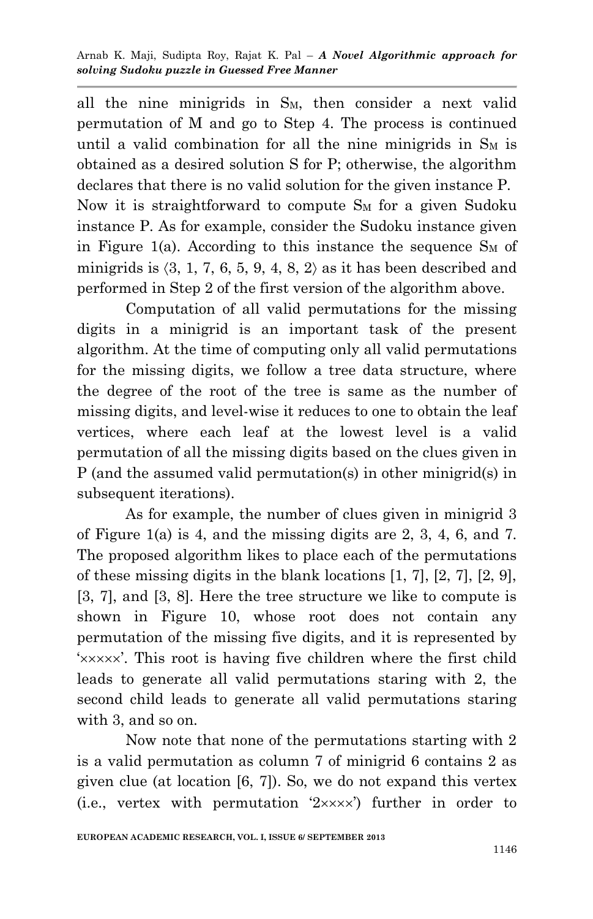all the nine minigrids in $S_M$, then consider a next valid permutation of M and go to Step 4. The process is continued until a valid combination for all the nine minigrids in $S_M$ is obtained as a desired solution S for P; otherwise, the algorithm declares that there is no valid solution for the given instance P.

Now it is straightforward to compute $S_M$ for a given Sudoku instance P. As for example, consider the Sudoku instance given in Figure 1(a). According to this instance the sequence $S_M$ of minigrids is ⟨3, 1, 7, 6, 5, 9, 4, 8, 2⟩ as it has been described and performed in Step 2 of the first version of the algorithm above.

Computation of all valid permutations for the missing digits in a minigrid is an important task of the present algorithm. At the time of computing only all valid permutations for the missing digits, we follow a tree data structure, where the degree of the root of the tree is same as the number of missing digits, and level-wise it reduces to one to obtain the leaf vertices, where each leaf at the lowest level is a valid permutation of all the missing digits based on the clues given in P (and the assumed valid permutation(s) in other minigrid(s) in subsequent iterations).

As for example, the number of clues given in minigrid 3 of Figure 1(a) is 4, and the missing digits are 2, 3, 4, 6, and 7. The proposed algorithm likes to place each of the permutations of these missing digits in the blank locations [1, 7], [2, 7], [2, 9], [3, 7], and [3, 8]. Here the tree structure we like to compute is shown in Figure 10, whose root does not contain any permutation of the missing five digits, and it is represented by '×××××'. This root is having five children where the first child leads to generate all valid permutations staring with 2, the second child leads to generate all valid permutations staring with 3, and so on.

Now note that none of the permutations starting with 2 is a valid permutation as column 7 of minigrid 6 contains 2 as given clue (at location [6, 7]). So, we do not expand this vertex (i.e., vertex with permutation '2××××') further in order to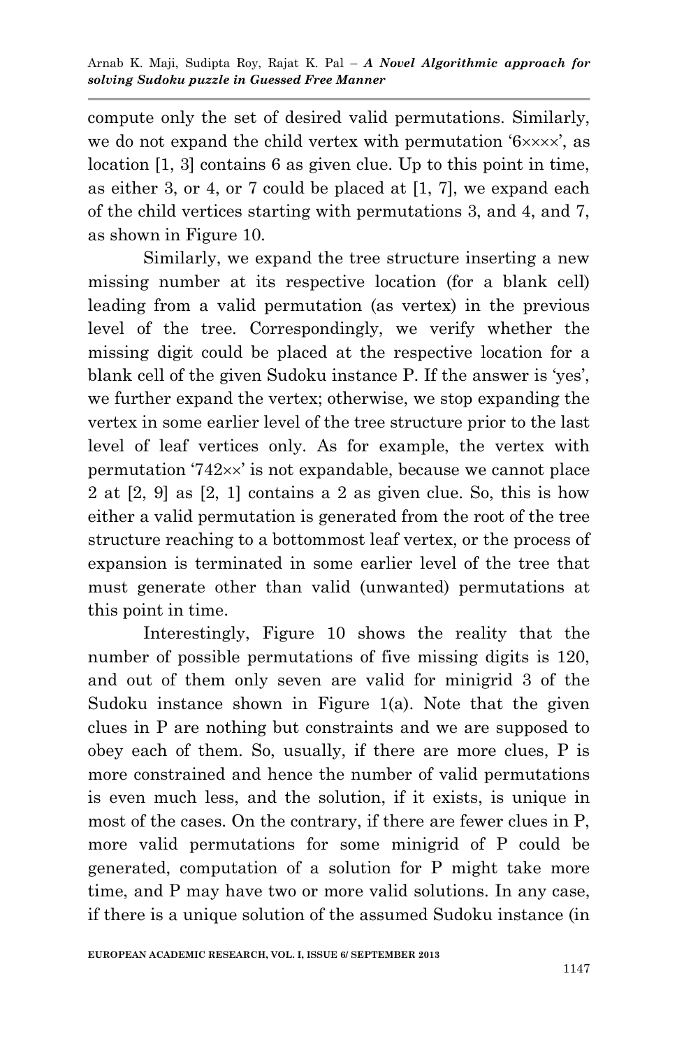compute only the set of desired valid permutations. Similarly, we do not expand the child vertex with permutation '6××××', as location [1, 3] contains 6 as given clue. Up to this point in time, as either 3, or 4, or 7 could be placed at [1, 7], we expand each of the child vertices starting with permutations 3, and 4, and 7, as shown in Figure 10.

Similarly, we expand the tree structure inserting a new missing number at its respective location (for a blank cell) leading from a valid permutation (as vertex) in the previous level of the tree. Correspondingly, we verify whether the missing digit could be placed at the respective location for a blank cell of the given Sudoku instance P. If the answer is 'yes', we further expand the vertex; otherwise, we stop expanding the vertex in some earlier level of the tree structure prior to the last level of leaf vertices only. As for example, the vertex with permutation '742××' is not expandable, because we cannot place 2 at [2, 9] as [2, 1] contains a 2 as given clue. So, this is how either a valid permutation is generated from the root of the tree structure reaching to a bottommost leaf vertex, or the process of expansion is terminated in some earlier level of the tree that must generate other than valid (unwanted) permutations at this point in time.

Interestingly, Figure 10 shows the reality that the number of possible permutations of five missing digits is 120, and out of them only seven are valid for minigrid 3 of the Sudoku instance shown in Figure 1(a). Note that the given clues in P are nothing but constraints and we are supposed to obey each of them. So, usually, if there are more clues, P is more constrained and hence the number of valid permutations is even much less, and the solution, if it exists, is unique in most of the cases. On the contrary, if there are fewer clues in P, more valid permutations for some minigrid of P could be generated, computation of a solution for P might take more time, and P may have two or more valid solutions. In any case, if there is a unique solution of the assumed Sudoku instance (in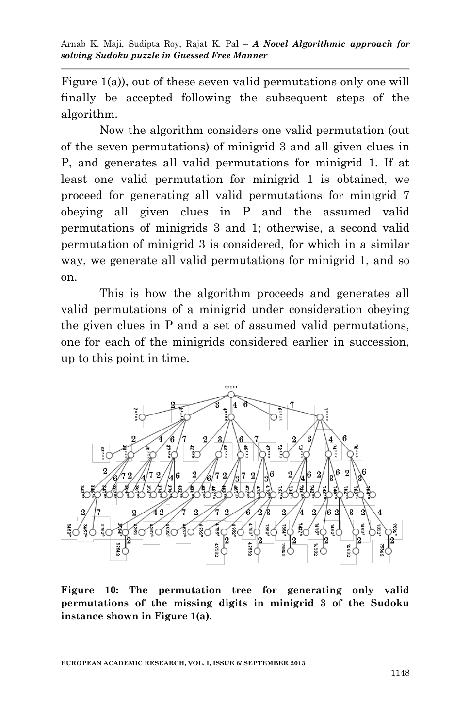Figure 1(a)), out of these seven valid permutations only one will finally be accepted following the subsequent steps of the algorithm.

Now the algorithm considers one valid permutation (out of the seven permutations) of minigrid 3 and all given clues in P, and generates all valid permutations for minigrid 1. If at least one valid permutation for minigrid 1 is obtained, we proceed for generating all valid permutations for minigrid 7 obeying all given clues in P and the assumed valid permutations of minigrids 3 and 1; otherwise, a second valid permutation of minigrid 3 is considered, for which in a similar way, we generate all valid permutations for minigrid 1, and so on.

This is how the algorithm proceeds and generates all valid permutations of a minigrid under consideration obeying the given clues in P and a set of assumed valid permutations, one for each of the minigrids considered earlier in succession, up to this point in time.

**Figure 10: The permutation tree for generating only valid permutations of the missing digits in minigrid 3 of the Sudoku instance shown in Figure 1(a).**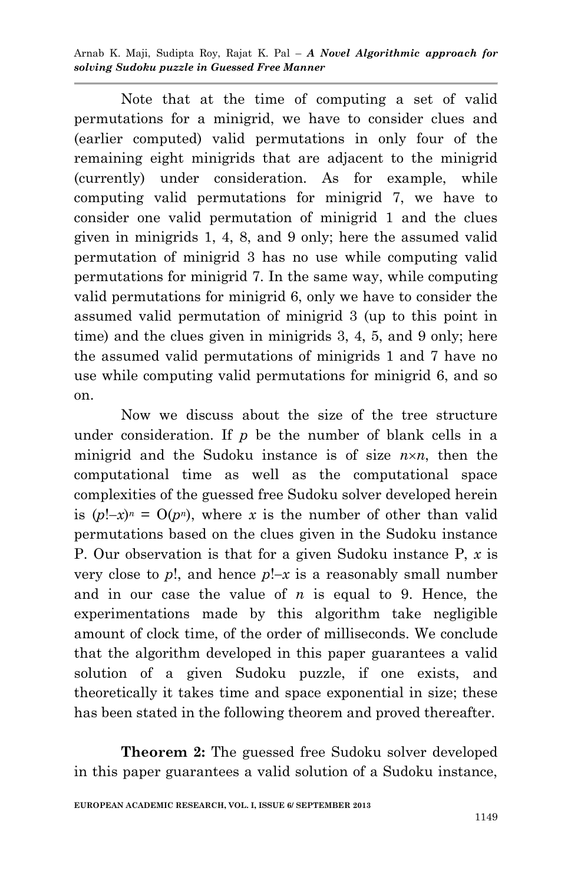Note that at the time of computing a set of valid permutations for a minigrid, we have to consider clues and (earlier computed) valid permutations in only four of the remaining eight minigrids that are adjacent to the minigrid (currently) under consideration. As for example, while computing valid permutations for minigrid 7, we have to consider one valid permutation of minigrid 1 and the clues given in minigrids 1, 4, 8, and 9 only; here the assumed valid permutation of minigrid 3 has no use while computing valid permutations for minigrid 7. In the same way, while computing valid permutations for minigrid 6, only we have to consider the assumed valid permutation of minigrid 3 (up to this point in time) and the clues given in minigrids 3, 4, 5, and 9 only; here the assumed valid permutations of minigrids 1 and 7 have no use while computing valid permutations for minigrid 6, and so on.

Now we discuss about the size of the tree structure under consideration. If $p$ be the number of blank cells in a minigrid and the Sudoku instance is of size $n \times n$, then the computational time as well as the computational space complexities of the guessed free Sudoku solver developed herein is $(p! - x)^n = O(p^n)$, where $x$ is the number of other than valid permutations based on the clues given in the Sudoku instance P. Our observation is that for a given Sudoku instance P, $x$ is very close to $p!$, and hence $p! - x$ is a reasonably small number and in our case the value of $n$ is equal to 9. Hence, the experimentations made by this algorithm take negligible amount of clock time, of the order of milliseconds. We conclude that the algorithm developed in this paper guarantees a valid solution of a given Sudoku puzzle, if one exists, and theoretically it takes time and space exponential in size; these has been stated in the following theorem and proved thereafter.

**Theorem 2:** The guessed free Sudoku solver developed in this paper guarantees a valid solution of a Sudoku instance,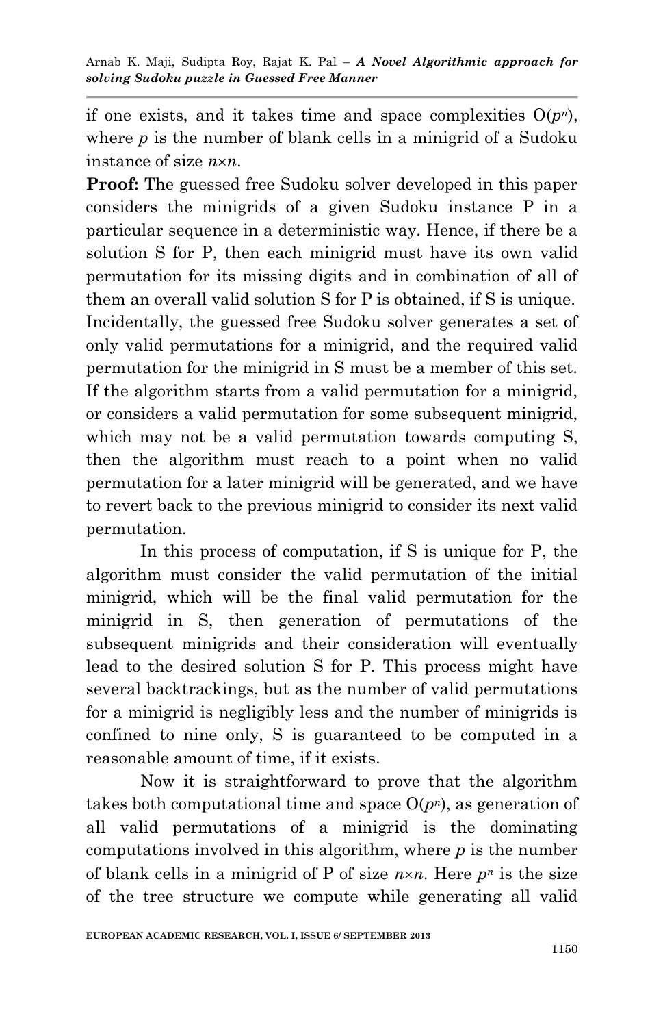if one exists, and it takes time and space complexities $O(p^n)$, where $p$ is the number of blank cells in a minigrid of a Sudoku instance of size $n \times n$.

**Proof:** The guessed free Sudoku solver developed in this paper considers the minigrids of a given Sudoku instance P in a particular sequence in a deterministic way. Hence, if there be a solution S for P, then each minigrid must have its own valid permutation for its missing digits and in combination of all of them an overall valid solution S for P is obtained, if S is unique. Incidentally, the guessed free Sudoku solver generates a set of only valid permutations for a minigrid, and the required valid permutation for the minigrid in S must be a member of this set. If the algorithm starts from a valid permutation for a minigrid, or considers a valid permutation for some subsequent minigrid, which may not be a valid permutation towards computing S, then the algorithm must reach to a point when no valid permutation for a later minigrid will be generated, and we have to revert back to the previous minigrid to consider its next valid permutation.

In this process of computation, if S is unique for P, the algorithm must consider the valid permutation of the initial minigrid, which will be the final valid permutation for the minigrid in S, then generation of permutations of the subsequent minigrids and their consideration will eventually lead to the desired solution S for P. This process might have several backtrackings, but as the number of valid permutations for a minigrid is negligibly less and the number of minigrids is confined to nine only, S is guaranteed to be computed in a reasonable amount of time, if it exists.

Now it is straightforward to prove that the algorithm takes both computational time and space $O(p^n)$, as generation of all valid permutations of a minigrid is the dominating computations involved in this algorithm, where $p$ is the number of blank cells in a minigrid of P of size $n \times n$. Here $p^n$ is the size of the tree structure we compute while generating all valid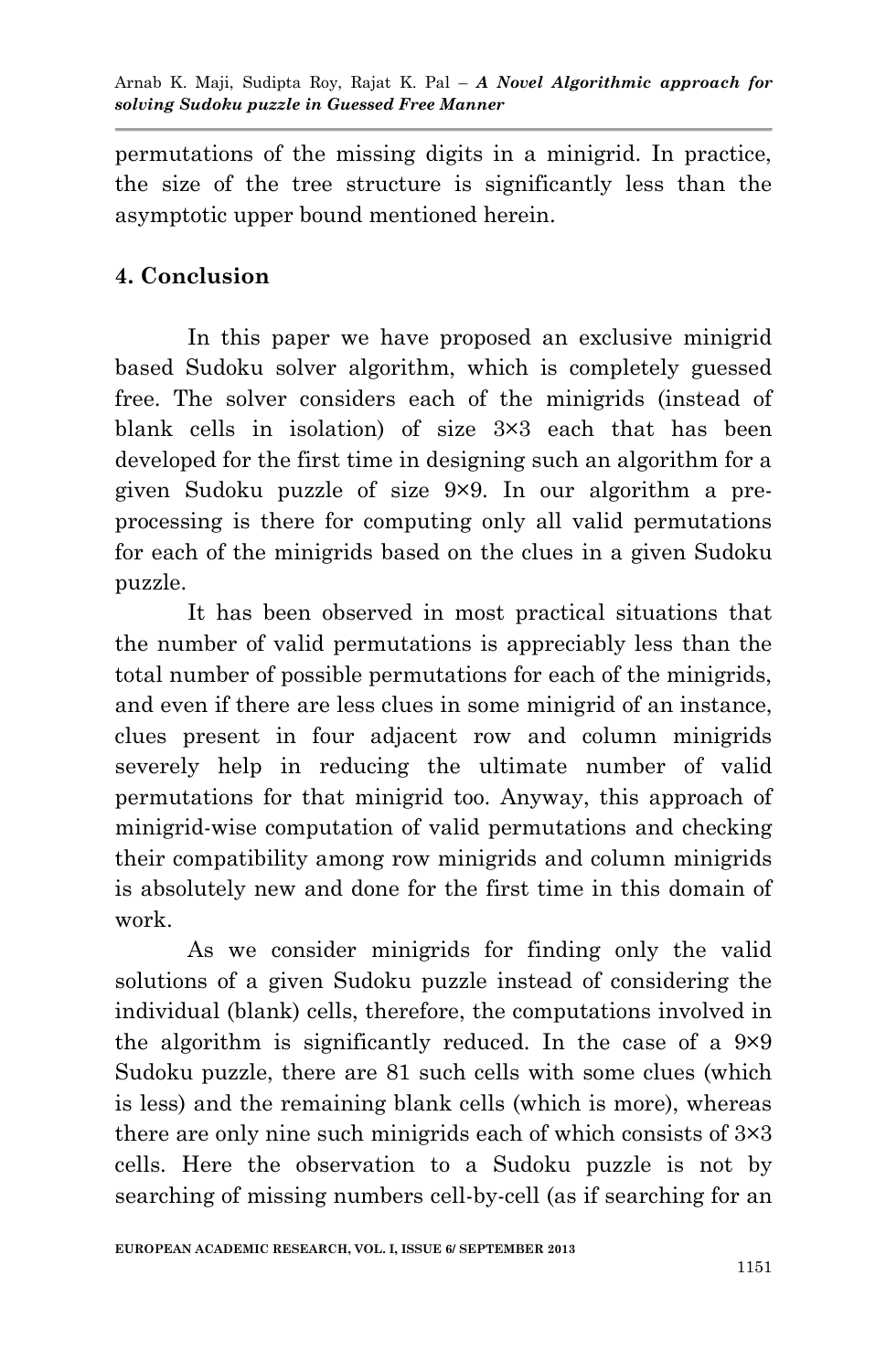permutations of the missing digits in a minigrid. In practice, the size of the tree structure is significantly less than the asymptotic upper bound mentioned herein.

## 4. Conclusion

In this paper we have proposed an exclusive minigrid based Sudoku solver algorithm, which is completely guessed free. The solver considers each of the minigrids (instead of blank cells in isolation) of size 3×3 each that has been developed for the first time in designing such an algorithm for a given Sudoku puzzle of size 9×9. In our algorithm a pre-processing is there for computing only all valid permutations for each of the minigrids based on the clues in a given Sudoku puzzle.

It has been observed in most practical situations that the number of valid permutations is appreciably less than the total number of possible permutations for each of the minigrids, and even if there are less clues in some minigrid of an instance, clues present in four adjacent row and column minigrids severely help in reducing the ultimate number of valid permutations for that minigrid too. Anyway, this approach of minigrid-wise computation of valid permutations and checking their compatibility among row minigrids and column minigrids is absolutely new and done for the first time in this domain of work.

As we consider minigrids for finding only the valid solutions of a given Sudoku puzzle instead of considering the individual (blank) cells, therefore, the computations involved in the algorithm is significantly reduced. In the case of a 9×9 Sudoku puzzle, there are 81 such cells with some clues (which is less) and the remaining blank cells (which is more), whereas there are only nine such minigrids each of which consists of 3×3 cells. Here the observation to a Sudoku puzzle is not by searching of missing numbers cell-by-cell (as if searching for an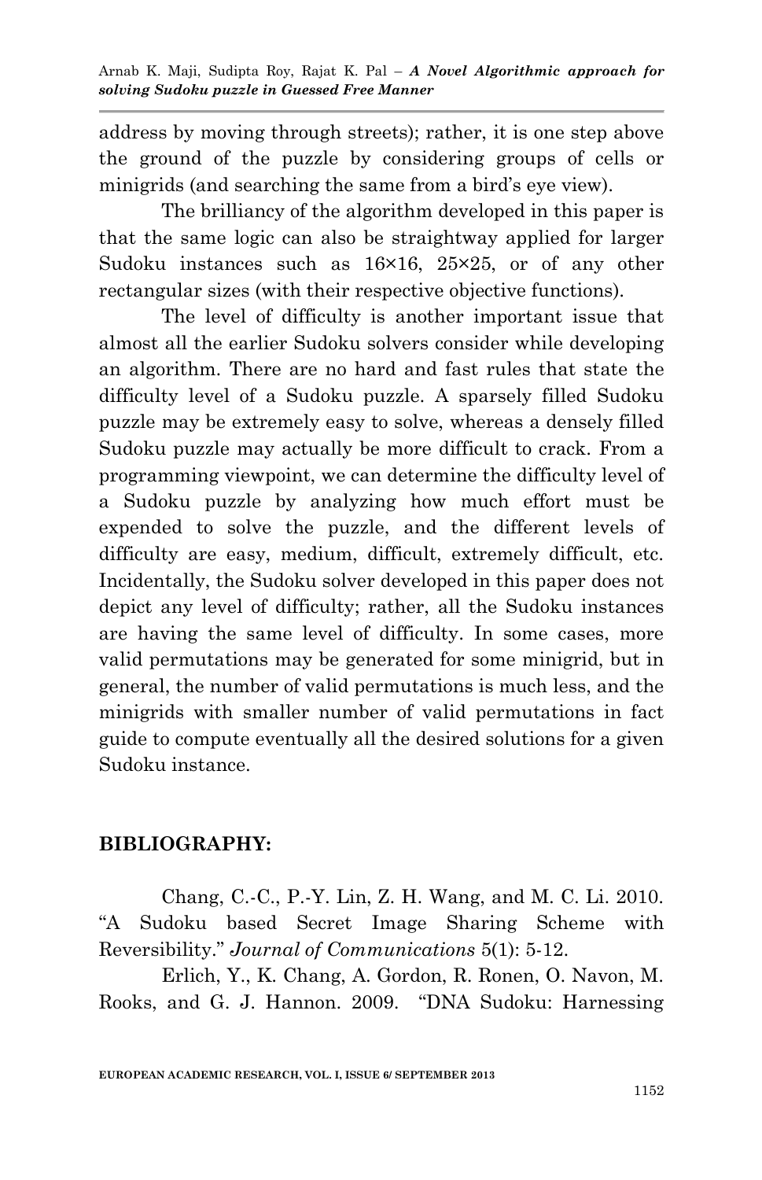address by moving through streets); rather, it is one step above the ground of the puzzle by considering groups of cells or minigrids (and searching the same from a bird's eye view).

The brilliancy of the algorithm developed in this paper is that the same logic can also be straightway applied for larger Sudoku instances such as 16×16, 25×25, or of any other rectangular sizes (with their respective objective functions).

The level of difficulty is another important issue that almost all the earlier Sudoku solvers consider while developing an algorithm. There are no hard and fast rules that state the difficulty level of a Sudoku puzzle. A sparsely filled Sudoku puzzle may be extremely easy to solve, whereas a densely filled Sudoku puzzle may actually be more difficult to crack. From a programming viewpoint, we can determine the difficulty level of a Sudoku puzzle by analyzing how much effort must be expended to solve the puzzle, and the different levels of difficulty are easy, medium, difficult, extremely difficult, etc. Incidentally, the Sudoku solver developed in this paper does not depict any level of difficulty; rather, all the Sudoku instances are having the same level of difficulty. In some cases, more valid permutations may be generated for some minigrid, but in general, the number of valid permutations is much less, and the minigrids with smaller number of valid permutations in fact guide to compute eventually all the desired solutions for a given Sudoku instance.

## BIBLIOGRAPHY:

Chang, C.-C., P.-Y. Lin, Z. H. Wang, and M. C. Li. 2010. "A Sudoku based Secret Image Sharing Scheme with Reversibility." *Journal of Communications* 5(1): 5-12.

Erlich, Y., K. Chang, A. Gordon, R. Ronen, O. Navon, M. Rooks, and G. J. Hannon. 2009. "DNA Sudoku: Harnessing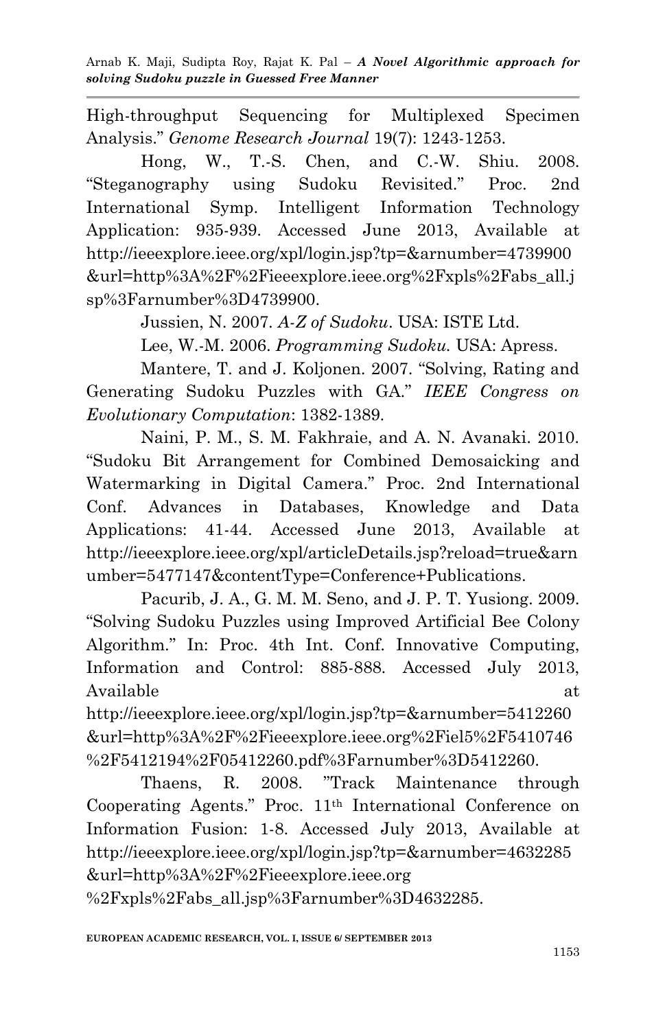High-throughput Sequencing for Multiplexed Specimen Analysis." *Genome Research Journal* 19(7): 1243-1253.

Hong, W., T.-S. Chen, and C.-W. Shiu. 2008. "Steganography using Sudoku Revisited." Proc. 2nd International Symp. Intelligent Information Technology Application: 935-939. Accessed June 2013, Available at http://ieeexplore.ieee.org/xpl/login.jsp?tp=&arnumber=4739900&url=http%3A%2F%2Fieeexplore.ieee.org%2Fxpls%2Fabs_all.jsp%3Farnumber%3D4739900.

Jussien, N. 2007. *A-Z of Sudoku*. USA: ISTE Ltd.

Lee, W.-M. 2006. *Programming Sudoku.* USA: Apress.

Mantere, T. and J. Koljonen. 2007. "Solving, Rating and Generating Sudoku Puzzles with GA." *IEEE Congress on Evolutionary Computation*: 1382-1389.

Naini, P. M., S. M. Fakhraie, and A. N. Avanaki. 2010. "Sudoku Bit Arrangement for Combined Demosaicking and Watermarking in Digital Camera." Proc. 2nd International Conf. Advances in Databases, Knowledge and Data Applications: 41-44. Accessed June 2013, Available at http://ieeexplore.ieee.org/xpl/articleDetails.jsp?reload=true&arnumber=5477147&contentType=Conference+Publications.

Pacurib, J. A., G. M. M. Seno, and J. P. T. Yusiong. 2009. "Solving Sudoku Puzzles using Improved Artificial Bee Colony Algorithm." In: Proc. 4th Int. Conf. Innovative Computing, Information and Control: 885-888. Accessed July 2013, Available at http://ieeexplore.ieee.org/xpl/login.jsp?tp=&arnumber=5412260&url=http%3A%2F%2Fieeexplore.ieee.org%2Fiel5%2F5410746%2F5412194%2F05412260.pdf%3Farnumber%3D5412260.

Thaens, R. 2008. "Track Maintenance through Cooperating Agents." Proc. 11th International Conference on Information Fusion: 1-8. Accessed July 2013, Available at http://ieeexplore.ieee.org/xpl/login.jsp?tp=&arnumber=4632285&url=http%3A%2F%2Fieeexplore.ieee.org%2Fxpls%2Fabs_all.jsp%3Farnumber%3D4632285.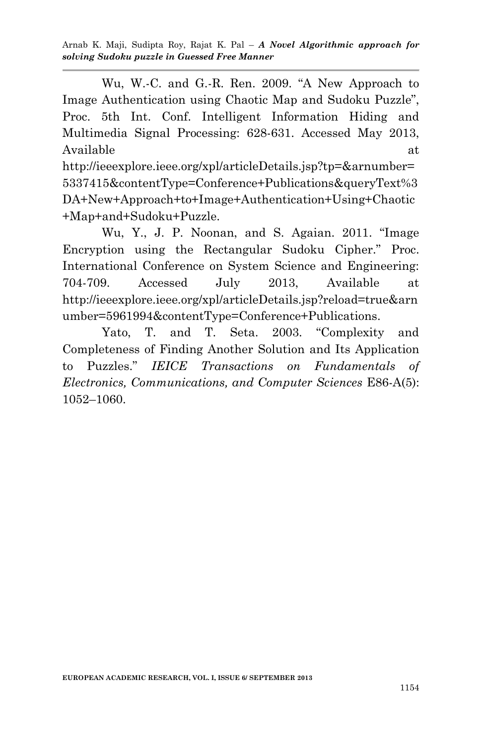Wu, W.-C. and G.-R. Ren. 2009. "A New Approach to Image Authentication using Chaotic Map and Sudoku Puzzle", Proc. 5th Int. Conf. Intelligent Information Hiding and Multimedia Signal Processing: 628-631. Accessed May 2013, Available at http://ieeexplore.ieee.org/xpl/articleDetails.jsp?tp=&arnumber=5337415&contentType=Conference+Publications&queryText%3DA+New+Approach+to+Image+Authentication+Using+Chaotic+Map+and+Sudoku+Puzzle.

Wu, Y., J. P. Noonan, and S. Agaian. 2011. "Image Encryption using the Rectangular Sudoku Cipher." Proc. International Conference on System Science and Engineering: 704-709. Accessed July 2013, Available at http://ieeexplore.ieee.org/xpl/articleDetails.jsp?reload=true&arnumber=5961994&contentType=Conference+Publications.

Yato, T. and T. Seta. 2003. "Complexity and Completeness of Finding Another Solution and Its Application to Puzzles." *IEICE Transactions on Fundamentals of Electronics, Communications, and Computer Sciences* E86-A(5): 1052–1060.